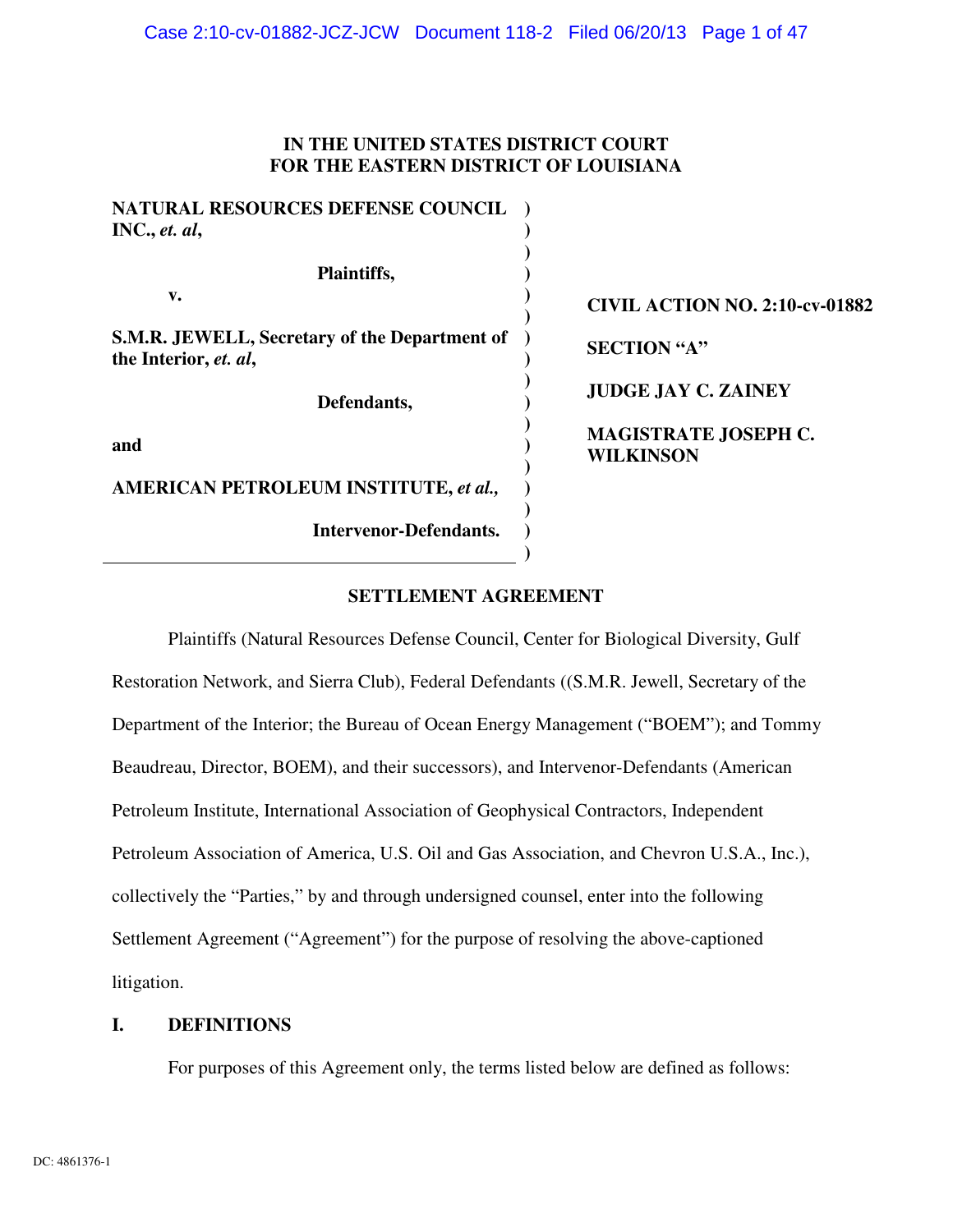**IN THE UNITED STATES DISTRICT COURT**
**FOR THE EASTERN DISTRICT OF LOUISIANA**

| | | |
|---|---|---|
| **NATURAL RESOURCES DEFENSE COUNCIL INC., *et. al*,** | ) | |
| **Plaintiffs,** | ) | |
| **v.** | ) | **CIVIL ACTION NO. 2:10-cv-01882** |
| **S.M.R. JEWELL, Secretary of the Department of the Interior, *et. al*,** | ) | **SECTION "A"** |
| **Defendants,** | ) | **JUDGE JAY C. ZAINEY** |
| **and** | ) | **MAGISTRATE JOSEPH C. WILKINSON** |
| **AMERICAN PETROLEUM INSTITUTE, *et al.,*** | ) | |
| **Intervenor-Defendants.** | ) | |

**SETTLEMENT AGREEMENT**

Plaintiffs (Natural Resources Defense Council, Center for Biological Diversity, Gulf Restoration Network, and Sierra Club), Federal Defendants ((S.M.R. Jewell, Secretary of the Department of the Interior; the Bureau of Ocean Energy Management ("BOEM"); and Tommy Beaudreau, Director, BOEM), and their successors), and Intervenor-Defendants (American Petroleum Institute, International Association of Geophysical Contractors, Independent Petroleum Association of America, U.S. Oil and Gas Association, and Chevron U.S.A., Inc.), collectively the "Parties," by and through undersigned counsel, enter into the following Settlement Agreement ("Agreement") for the purpose of resolving the above-captioned litigation.

## I. DEFINITIONS

For purposes of this Agreement only, the terms listed below are defined as follows:

DC: 4861376-1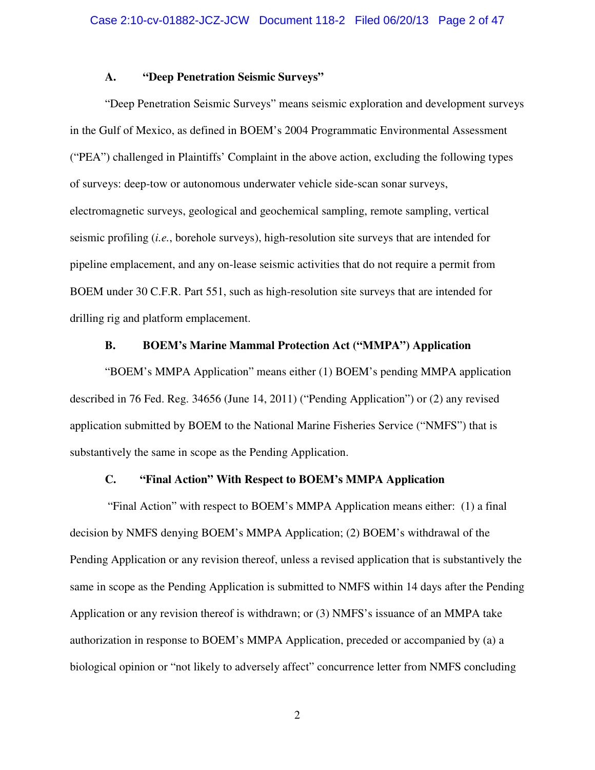### A. "Deep Penetration Seismic Surveys"

"Deep Penetration Seismic Surveys" means seismic exploration and development surveys in the Gulf of Mexico, as defined in BOEM's 2004 Programmatic Environmental Assessment ("PEA") challenged in Plaintiffs' Complaint in the above action, excluding the following types of surveys: deep-tow or autonomous underwater vehicle side-scan sonar surveys, electromagnetic surveys, geological and geochemical sampling, remote sampling, vertical seismic profiling (*i.e.*, borehole surveys), high-resolution site surveys that are intended for pipeline emplacement, and any on-lease seismic activities that do not require a permit from BOEM under 30 C.F.R. Part 551, such as high-resolution site surveys that are intended for drilling rig and platform emplacement.

### B. BOEM's Marine Mammal Protection Act ("MMPA") Application

"BOEM's MMPA Application" means either (1) BOEM's pending MMPA application described in 76 Fed. Reg. 34656 (June 14, 2011) ("Pending Application") or (2) any revised application submitted by BOEM to the National Marine Fisheries Service ("NMFS") that is substantively the same in scope as the Pending Application.

### C. "Final Action" With Respect to BOEM's MMPA Application

"Final Action" with respect to BOEM's MMPA Application means either: (1) a final decision by NMFS denying BOEM's MMPA Application; (2) BOEM's withdrawal of the Pending Application or any revision thereof, unless a revised application that is substantively the same in scope as the Pending Application is submitted to NMFS within 14 days after the Pending Application or any revision thereof is withdrawn; or (3) NMFS's issuance of an MMPA take authorization in response to BOEM's MMPA Application, preceded or accompanied by (a) a biological opinion or "not likely to adversely affect" concurrence letter from NMFS concluding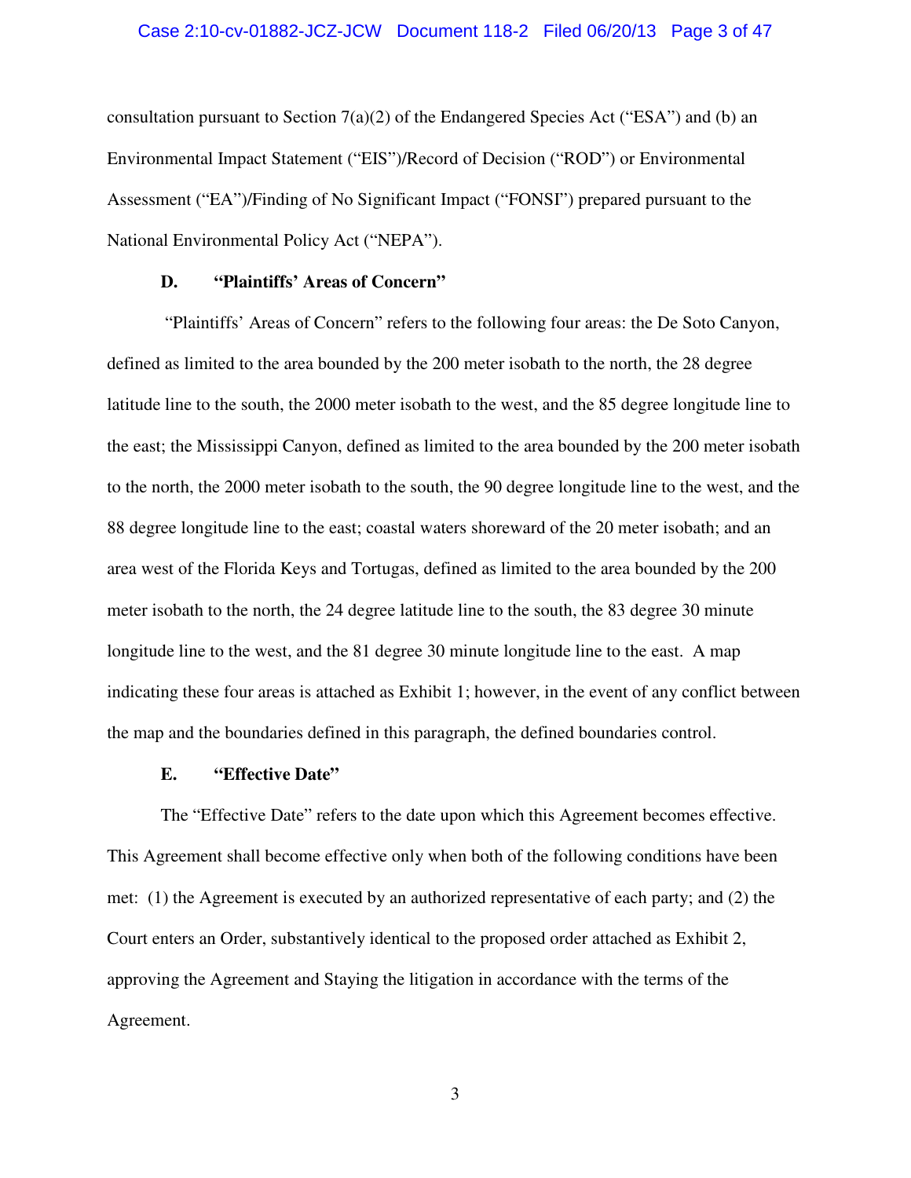consultation pursuant to Section 7(a)(2) of the Endangered Species Act ("ESA") and (b) an Environmental Impact Statement ("EIS")/Record of Decision ("ROD") or Environmental Assessment ("EA")/Finding of No Significant Impact ("FONSI") prepared pursuant to the National Environmental Policy Act ("NEPA").

### D. "Plaintiffs' Areas of Concern"

"Plaintiffs' Areas of Concern" refers to the following four areas: the De Soto Canyon, defined as limited to the area bounded by the 200 meter isobath to the north, the 28 degree latitude line to the south, the 2000 meter isobath to the west, and the 85 degree longitude line to the east; the Mississippi Canyon, defined as limited to the area bounded by the 200 meter isobath to the north, the 2000 meter isobath to the south, the 90 degree longitude line to the west, and the 88 degree longitude line to the east; coastal waters shoreward of the 20 meter isobath; and an area west of the Florida Keys and Tortugas, defined as limited to the area bounded by the 200 meter isobath to the north, the 24 degree latitude line to the south, the 83 degree 30 minute longitude line to the west, and the 81 degree 30 minute longitude line to the east. A map indicating these four areas is attached as Exhibit 1; however, in the event of any conflict between the map and the boundaries defined in this paragraph, the defined boundaries control.

### E. "Effective Date"

The "Effective Date" refers to the date upon which this Agreement becomes effective. This Agreement shall become effective only when both of the following conditions have been met: (1) the Agreement is executed by an authorized representative of each party; and (2) the Court enters an Order, substantively identical to the proposed order attached as Exhibit 2, approving the Agreement and Staying the litigation in accordance with the terms of the Agreement.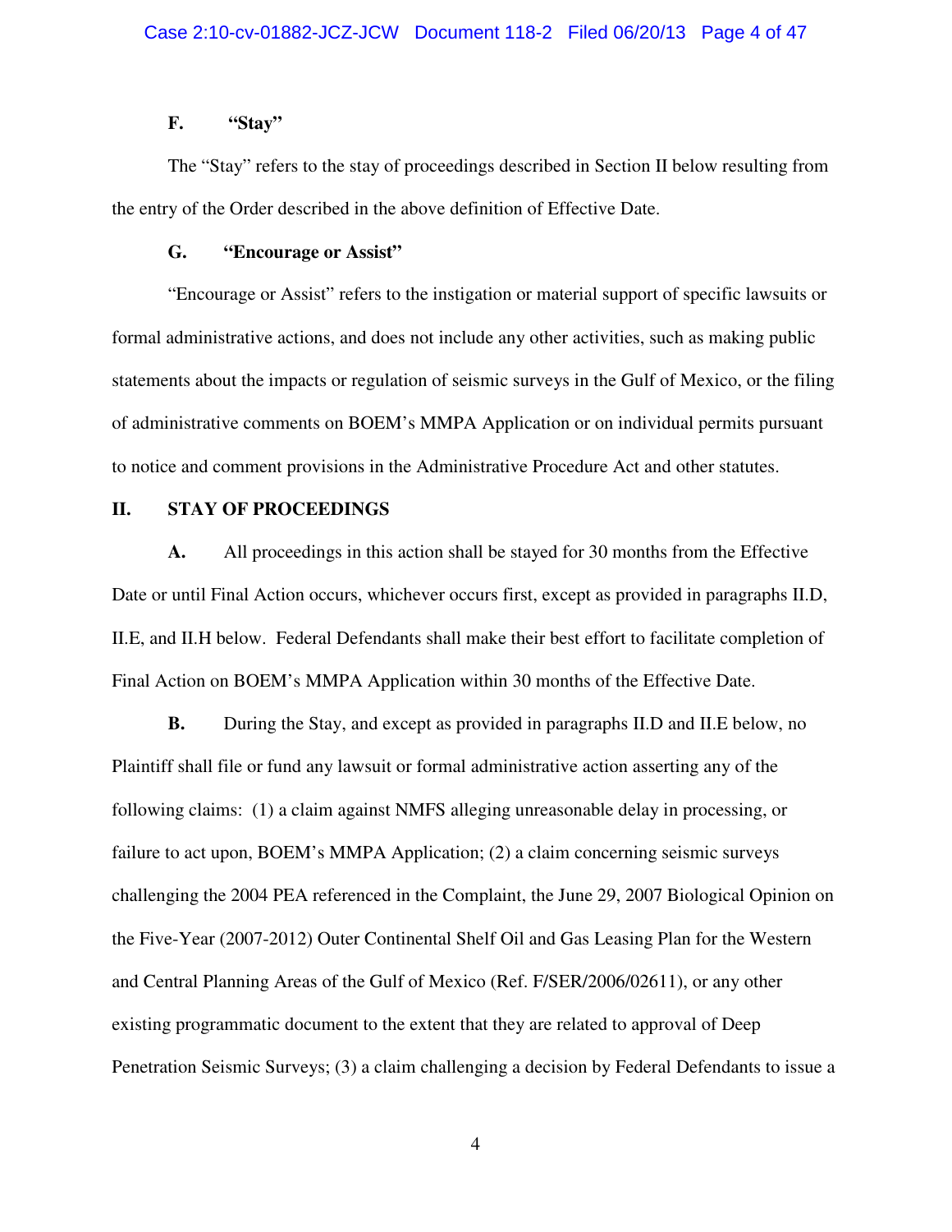### F. "Stay"

The "Stay" refers to the stay of proceedings described in Section II below resulting from the entry of the Order described in the above definition of Effective Date.

### G. "Encourage or Assist"

"Encourage or Assist" refers to the instigation or material support of specific lawsuits or formal administrative actions, and does not include any other activities, such as making public statements about the impacts or regulation of seismic surveys in the Gulf of Mexico, or the filing of administrative comments on BOEM's MMPA Application or on individual permits pursuant to notice and comment provisions in the Administrative Procedure Act and other statutes.

## II. STAY OF PROCEEDINGS

**A.** All proceedings in this action shall be stayed for 30 months from the Effective Date or until Final Action occurs, whichever occurs first, except as provided in paragraphs II.D, II.E, and II.H below. Federal Defendants shall make their best effort to facilitate completion of Final Action on BOEM's MMPA Application within 30 months of the Effective Date.

**B.** During the Stay, and except as provided in paragraphs II.D and II.E below, no Plaintiff shall file or fund any lawsuit or formal administrative action asserting any of the following claims: (1) a claim against NMFS alleging unreasonable delay in processing, or failure to act upon, BOEM's MMPA Application; (2) a claim concerning seismic surveys challenging the 2004 PEA referenced in the Complaint, the June 29, 2007 Biological Opinion on the Five-Year (2007-2012) Outer Continental Shelf Oil and Gas Leasing Plan for the Western and Central Planning Areas of the Gulf of Mexico (Ref. F/SER/2006/02611), or any other existing programmatic document to the extent that they are related to approval of Deep Penetration Seismic Surveys; (3) a claim challenging a decision by Federal Defendants to issue a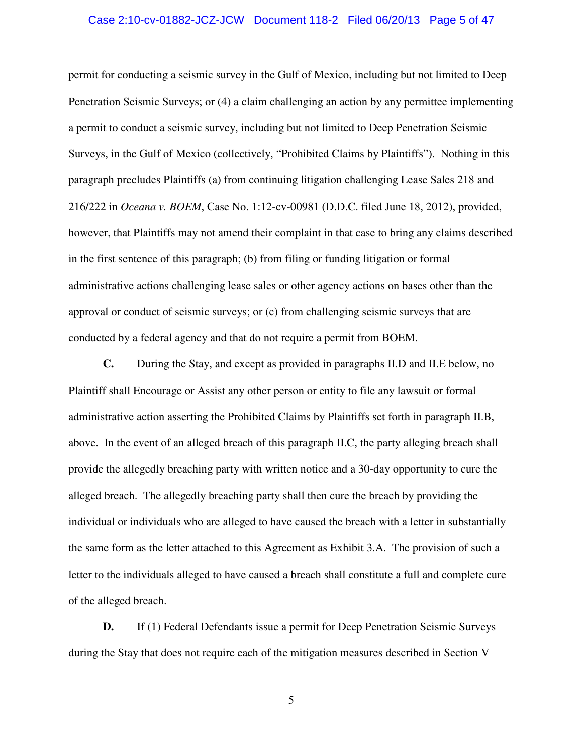permit for conducting a seismic survey in the Gulf of Mexico, including but not limited to Deep Penetration Seismic Surveys; or (4) a claim challenging an action by any permittee implementing a permit to conduct a seismic survey, including but not limited to Deep Penetration Seismic Surveys, in the Gulf of Mexico (collectively, "Prohibited Claims by Plaintiffs"). Nothing in this paragraph precludes Plaintiffs (a) from continuing litigation challenging Lease Sales 218 and 216/222 in *Oceana v. BOEM*, Case No. 1:12-cv-00981 (D.D.C. filed June 18, 2012), provided, however, that Plaintiffs may not amend their complaint in that case to bring any claims described in the first sentence of this paragraph; (b) from filing or funding litigation or formal administrative actions challenging lease sales or other agency actions on bases other than the approval or conduct of seismic surveys; or (c) from challenging seismic surveys that are conducted by a federal agency and that do not require a permit from BOEM.

**C.** During the Stay, and except as provided in paragraphs II.D and II.E below, no Plaintiff shall Encourage or Assist any other person or entity to file any lawsuit or formal administrative action asserting the Prohibited Claims by Plaintiffs set forth in paragraph II.B, above. In the event of an alleged breach of this paragraph II.C, the party alleging breach shall provide the allegedly breaching party with written notice and a 30-day opportunity to cure the alleged breach. The allegedly breaching party shall then cure the breach by providing the individual or individuals who are alleged to have caused the breach with a letter in substantially the same form as the letter attached to this Agreement as Exhibit 3.A. The provision of such a letter to the individuals alleged to have caused a breach shall constitute a full and complete cure of the alleged breach.

**D.** If (1) Federal Defendants issue a permit for Deep Penetration Seismic Surveys during the Stay that does not require each of the mitigation measures described in Section V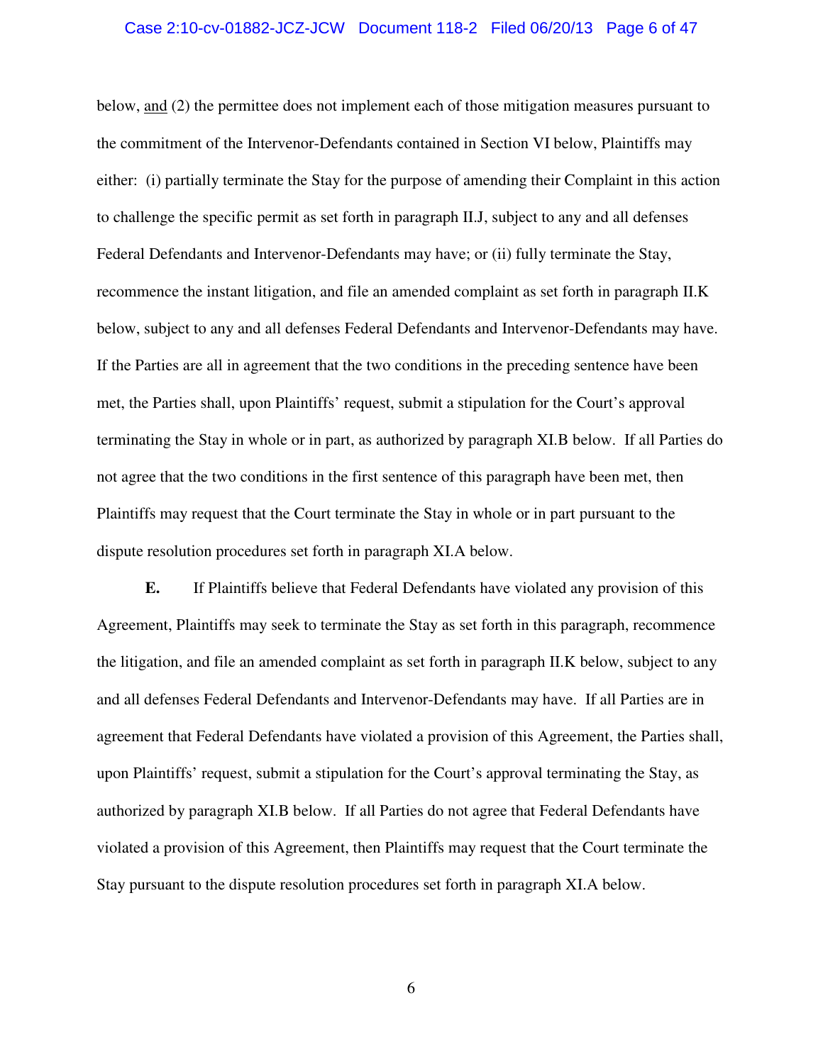below, <u>and</u> (2) the permittee does not implement each of those mitigation measures pursuant to the commitment of the Intervenor-Defendants contained in Section VI below, Plaintiffs may either: (i) partially terminate the Stay for the purpose of amending their Complaint in this action to challenge the specific permit as set forth in paragraph II.J, subject to any and all defenses Federal Defendants and Intervenor-Defendants may have; or (ii) fully terminate the Stay, recommence the instant litigation, and file an amended complaint as set forth in paragraph II.K below, subject to any and all defenses Federal Defendants and Intervenor-Defendants may have. If the Parties are all in agreement that the two conditions in the preceding sentence have been met, the Parties shall, upon Plaintiffs' request, submit a stipulation for the Court's approval terminating the Stay in whole or in part, as authorized by paragraph XI.B below. If all Parties do not agree that the two conditions in the first sentence of this paragraph have been met, then Plaintiffs may request that the Court terminate the Stay in whole or in part pursuant to the dispute resolution procedures set forth in paragraph XI.A below.

**E.** If Plaintiffs believe that Federal Defendants have violated any provision of this Agreement, Plaintiffs may seek to terminate the Stay as set forth in this paragraph, recommence the litigation, and file an amended complaint as set forth in paragraph II.K below, subject to any and all defenses Federal Defendants and Intervenor-Defendants may have. If all Parties are in agreement that Federal Defendants have violated a provision of this Agreement, the Parties shall, upon Plaintiffs' request, submit a stipulation for the Court's approval terminating the Stay, as authorized by paragraph XI.B below. If all Parties do not agree that Federal Defendants have violated a provision of this Agreement, then Plaintiffs may request that the Court terminate the Stay pursuant to the dispute resolution procedures set forth in paragraph XI.A below.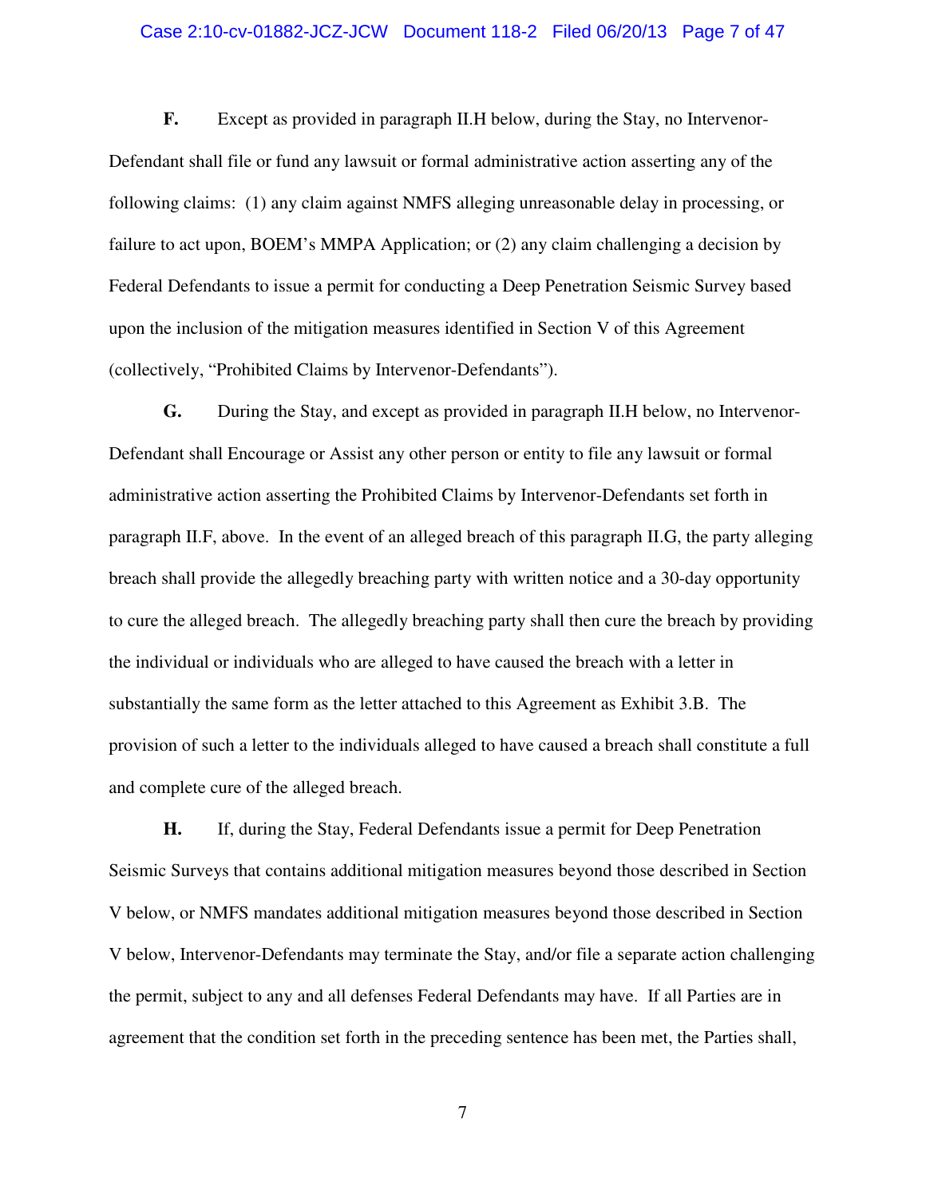**F.** Except as provided in paragraph II.H below, during the Stay, no Intervenor-Defendant shall file or fund any lawsuit or formal administrative action asserting any of the following claims: (1) any claim against NMFS alleging unreasonable delay in processing, or failure to act upon, BOEM's MMPA Application; or (2) any claim challenging a decision by Federal Defendants to issue a permit for conducting a Deep Penetration Seismic Survey based upon the inclusion of the mitigation measures identified in Section V of this Agreement (collectively, "Prohibited Claims by Intervenor-Defendants").

**G.** During the Stay, and except as provided in paragraph II.H below, no Intervenor-Defendant shall Encourage or Assist any other person or entity to file any lawsuit or formal administrative action asserting the Prohibited Claims by Intervenor-Defendants set forth in paragraph II.F, above. In the event of an alleged breach of this paragraph II.G, the party alleging breach shall provide the allegedly breaching party with written notice and a 30-day opportunity to cure the alleged breach. The allegedly breaching party shall then cure the breach by providing the individual or individuals who are alleged to have caused the breach with a letter in substantially the same form as the letter attached to this Agreement as Exhibit 3.B. The provision of such a letter to the individuals alleged to have caused a breach shall constitute a full and complete cure of the alleged breach.

**H.** If, during the Stay, Federal Defendants issue a permit for Deep Penetration Seismic Surveys that contains additional mitigation measures beyond those described in Section V below, or NMFS mandates additional mitigation measures beyond those described in Section V below, Intervenor-Defendants may terminate the Stay, and/or file a separate action challenging the permit, subject to any and all defenses Federal Defendants may have. If all Parties are in agreement that the condition set forth in the preceding sentence has been met, the Parties shall,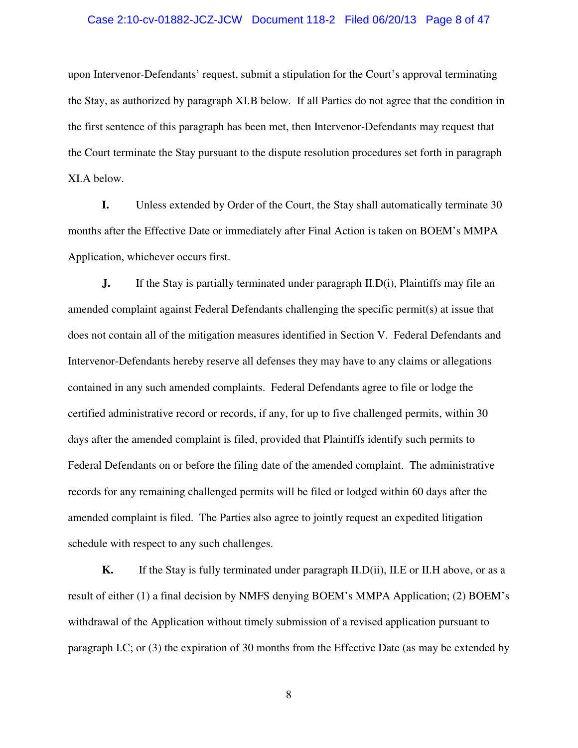upon Intervenor-Defendants' request, submit a stipulation for the Court's approval terminating the Stay, as authorized by paragraph XI.B below. If all Parties do not agree that the condition in the first sentence of this paragraph has been met, then Intervenor-Defendants may request that the Court terminate the Stay pursuant to the dispute resolution procedures set forth in paragraph XI.A below.

**I.** Unless extended by Order of the Court, the Stay shall automatically terminate 30 months after the Effective Date or immediately after Final Action is taken on BOEM's MMPA Application, whichever occurs first.

**J.** If the Stay is partially terminated under paragraph II.D(i), Plaintiffs may file an amended complaint against Federal Defendants challenging the specific permit(s) at issue that does not contain all of the mitigation measures identified in Section V. Federal Defendants and Intervenor-Defendants hereby reserve all defenses they may have to any claims or allegations contained in any such amended complaints. Federal Defendants agree to file or lodge the certified administrative record or records, if any, for up to five challenged permits, within 30 days after the amended complaint is filed, provided that Plaintiffs identify such permits to Federal Defendants on or before the filing date of the amended complaint. The administrative records for any remaining challenged permits will be filed or lodged within 60 days after the amended complaint is filed. The Parties also agree to jointly request an expedited litigation schedule with respect to any such challenges.

**K.** If the Stay is fully terminated under paragraph II.D(ii), II.E or II.H above, or as a result of either (1) a final decision by NMFS denying BOEM's MMPA Application; (2) BOEM's withdrawal of the Application without timely submission of a revised application pursuant to paragraph I.C; or (3) the expiration of 30 months from the Effective Date (as may be extended by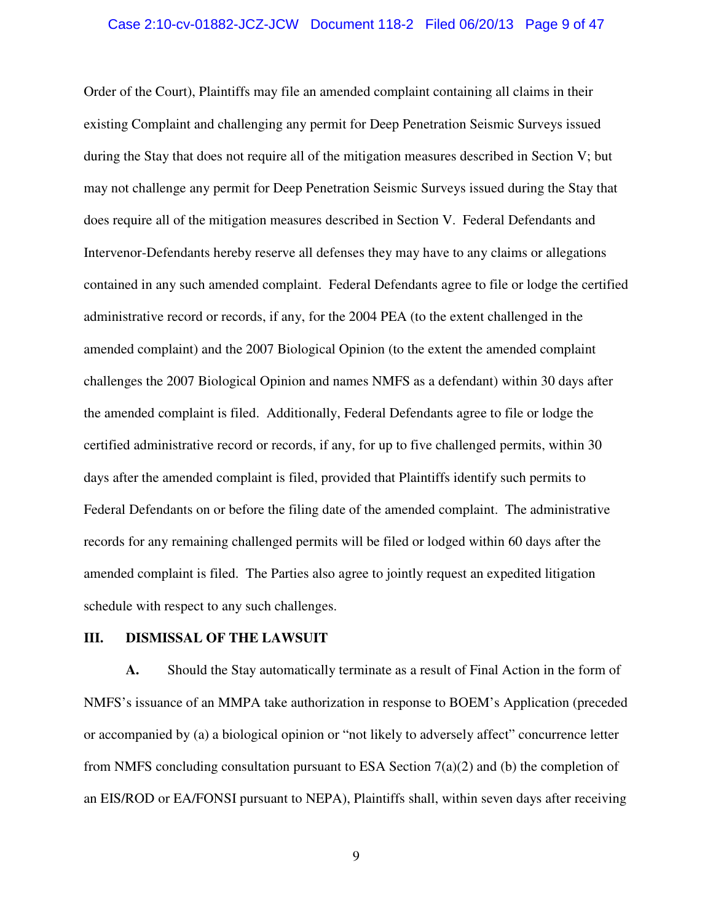Order of the Court), Plaintiffs may file an amended complaint containing all claims in their existing Complaint and challenging any permit for Deep Penetration Seismic Surveys issued during the Stay that does not require all of the mitigation measures described in Section V; but may not challenge any permit for Deep Penetration Seismic Surveys issued during the Stay that does require all of the mitigation measures described in Section V. Federal Defendants and Intervenor-Defendants hereby reserve all defenses they may have to any claims or allegations contained in any such amended complaint. Federal Defendants agree to file or lodge the certified administrative record or records, if any, for the 2004 PEA (to the extent challenged in the amended complaint) and the 2007 Biological Opinion (to the extent the amended complaint challenges the 2007 Biological Opinion and names NMFS as a defendant) within 30 days after the amended complaint is filed. Additionally, Federal Defendants agree to file or lodge the certified administrative record or records, if any, for up to five challenged permits, within 30 days after the amended complaint is filed, provided that Plaintiffs identify such permits to Federal Defendants on or before the filing date of the amended complaint. The administrative records for any remaining challenged permits will be filed or lodged within 60 days after the amended complaint is filed. The Parties also agree to jointly request an expedited litigation schedule with respect to any such challenges.

## III. DISMISSAL OF THE LAWSUIT

**A.** Should the Stay automatically terminate as a result of Final Action in the form of NMFS's issuance of an MMPA take authorization in response to BOEM's Application (preceded or accompanied by (a) a biological opinion or "not likely to adversely affect" concurrence letter from NMFS concluding consultation pursuant to ESA Section 7(a)(2) and (b) the completion of an EIS/ROD or EA/FONSI pursuant to NEPA), Plaintiffs shall, within seven days after receiving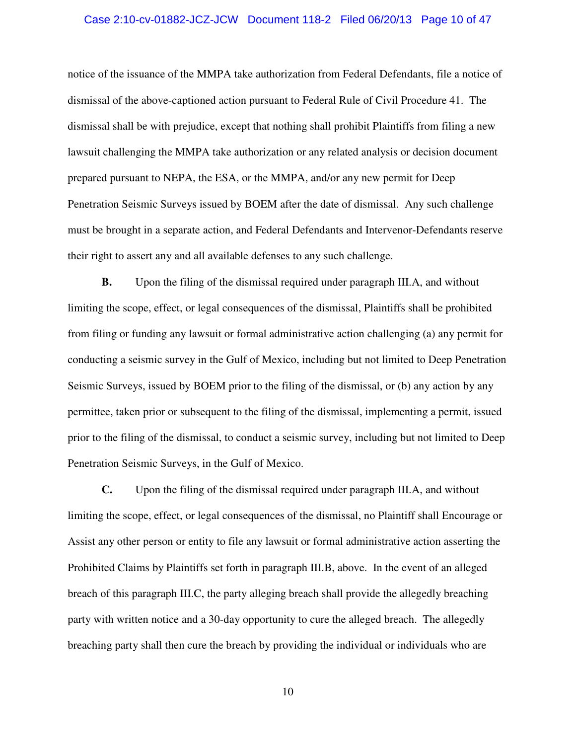notice of the issuance of the MMPA take authorization from Federal Defendants, file a notice of dismissal of the above-captioned action pursuant to Federal Rule of Civil Procedure 41. The dismissal shall be with prejudice, except that nothing shall prohibit Plaintiffs from filing a new lawsuit challenging the MMPA take authorization or any related analysis or decision document prepared pursuant to NEPA, the ESA, or the MMPA, and/or any new permit for Deep Penetration Seismic Surveys issued by BOEM after the date of dismissal. Any such challenge must be brought in a separate action, and Federal Defendants and Intervenor-Defendants reserve their right to assert any and all available defenses to any such challenge.

**B.** Upon the filing of the dismissal required under paragraph III.A, and without limiting the scope, effect, or legal consequences of the dismissal, Plaintiffs shall be prohibited from filing or funding any lawsuit or formal administrative action challenging (a) any permit for conducting a seismic survey in the Gulf of Mexico, including but not limited to Deep Penetration Seismic Surveys, issued by BOEM prior to the filing of the dismissal, or (b) any action by any permittee, taken prior or subsequent to the filing of the dismissal, implementing a permit, issued prior to the filing of the dismissal, to conduct a seismic survey, including but not limited to Deep Penetration Seismic Surveys, in the Gulf of Mexico.

**C.** Upon the filing of the dismissal required under paragraph III.A, and without limiting the scope, effect, or legal consequences of the dismissal, no Plaintiff shall Encourage or Assist any other person or entity to file any lawsuit or formal administrative action asserting the Prohibited Claims by Plaintiffs set forth in paragraph III.B, above. In the event of an alleged breach of this paragraph III.C, the party alleging breach shall provide the allegedly breaching party with written notice and a 30-day opportunity to cure the alleged breach. The allegedly breaching party shall then cure the breach by providing the individual or individuals who are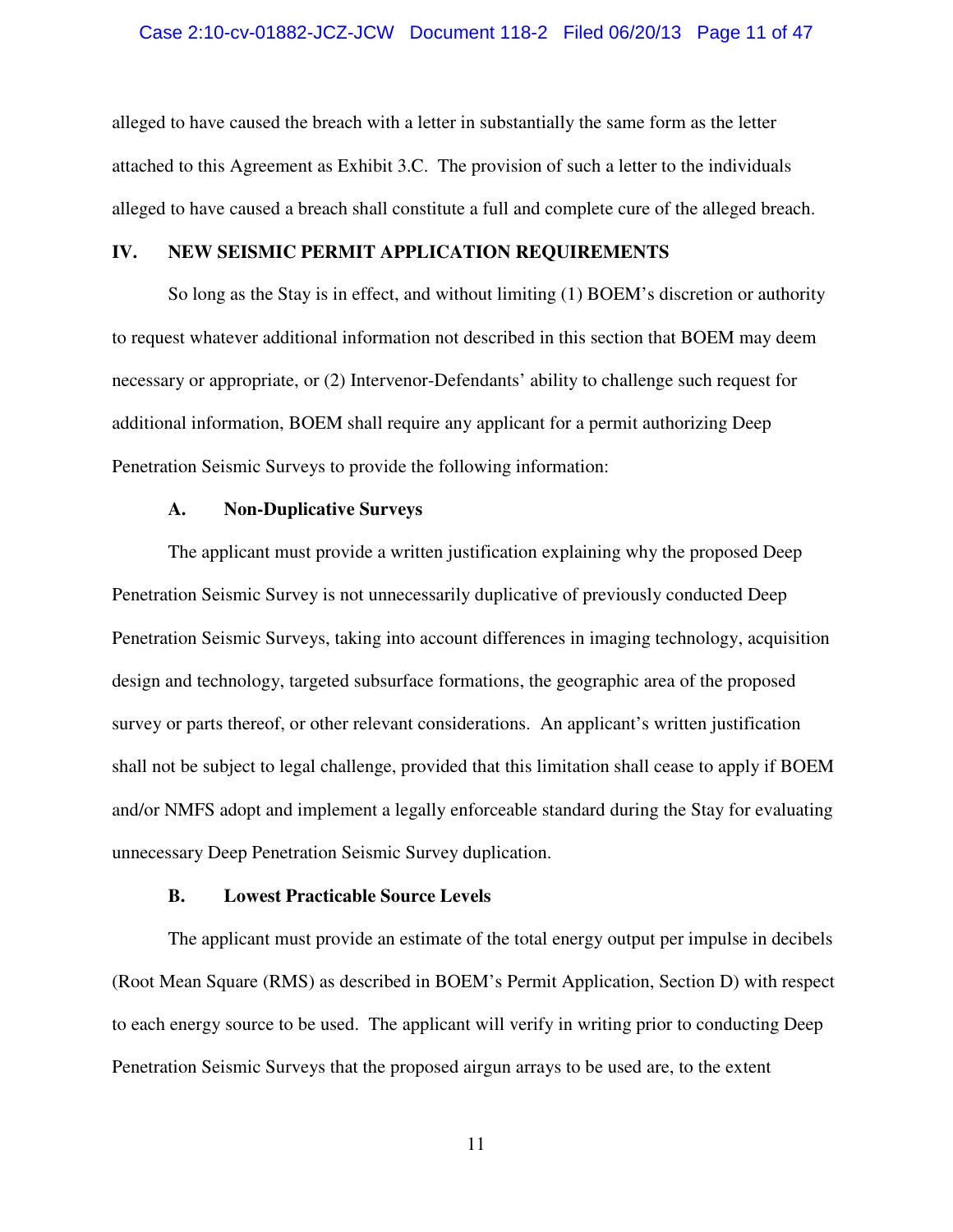alleged to have caused the breach with a letter in substantially the same form as the letter attached to this Agreement as Exhibit 3.C. The provision of such a letter to the individuals alleged to have caused a breach shall constitute a full and complete cure of the alleged breach.

## IV. NEW SEISMIC PERMIT APPLICATION REQUIREMENTS

So long as the Stay is in effect, and without limiting (1) BOEM's discretion or authority to request whatever additional information not described in this section that BOEM may deem necessary or appropriate, or (2) Intervenor-Defendants' ability to challenge such request for additional information, BOEM shall require any applicant for a permit authorizing Deep Penetration Seismic Surveys to provide the following information:

### A. Non-Duplicative Surveys

The applicant must provide a written justification explaining why the proposed Deep Penetration Seismic Survey is not unnecessarily duplicative of previously conducted Deep Penetration Seismic Surveys, taking into account differences in imaging technology, acquisition design and technology, targeted subsurface formations, the geographic area of the proposed survey or parts thereof, or other relevant considerations. An applicant's written justification shall not be subject to legal challenge, provided that this limitation shall cease to apply if BOEM and/or NMFS adopt and implement a legally enforceable standard during the Stay for evaluating unnecessary Deep Penetration Seismic Survey duplication.

### B. Lowest Practicable Source Levels

The applicant must provide an estimate of the total energy output per impulse in decibels (Root Mean Square (RMS) as described in BOEM's Permit Application, Section D) with respect to each energy source to be used. The applicant will verify in writing prior to conducting Deep Penetration Seismic Surveys that the proposed airgun arrays to be used are, to the extent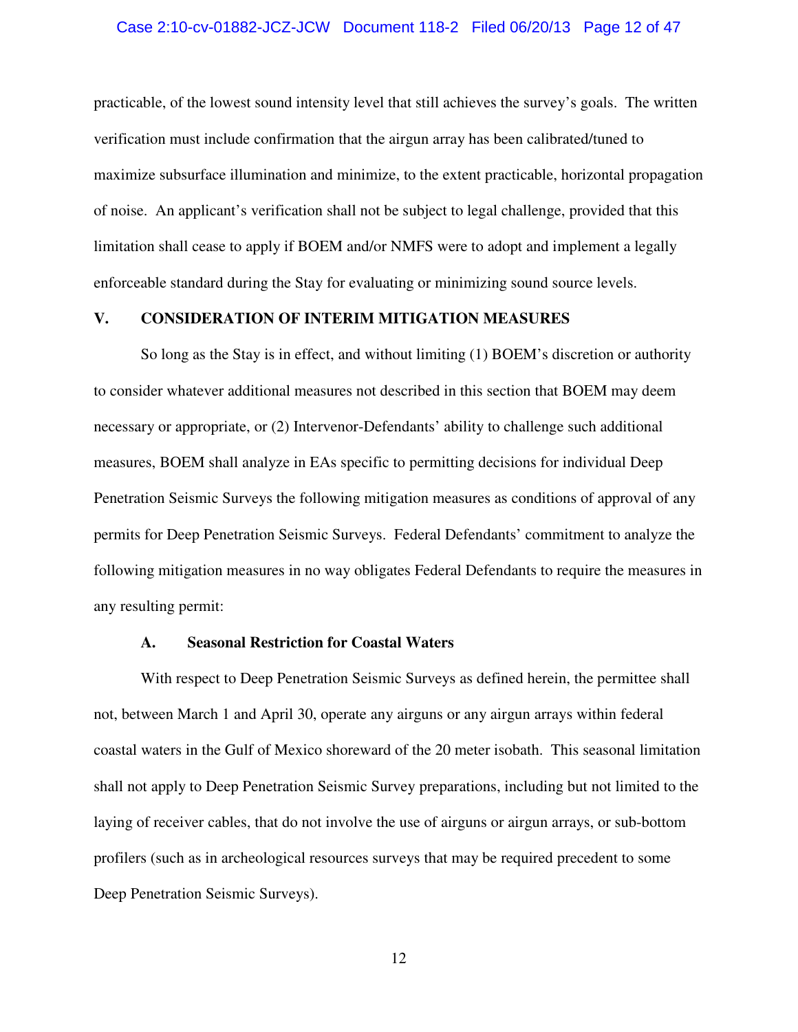practicable, of the lowest sound intensity level that still achieves the survey's goals. The written verification must include confirmation that the airgun array has been calibrated/tuned to maximize subsurface illumination and minimize, to the extent practicable, horizontal propagation of noise. An applicant's verification shall not be subject to legal challenge, provided that this limitation shall cease to apply if BOEM and/or NMFS were to adopt and implement a legally enforceable standard during the Stay for evaluating or minimizing sound source levels.

## V. CONSIDERATION OF INTERIM MITIGATION MEASURES

So long as the Stay is in effect, and without limiting (1) BOEM's discretion or authority to consider whatever additional measures not described in this section that BOEM may deem necessary or appropriate, or (2) Intervenor-Defendants' ability to challenge such additional measures, BOEM shall analyze in EAs specific to permitting decisions for individual Deep Penetration Seismic Surveys the following mitigation measures as conditions of approval of any permits for Deep Penetration Seismic Surveys. Federal Defendants' commitment to analyze the following mitigation measures in no way obligates Federal Defendants to require the measures in any resulting permit:

### A. Seasonal Restriction for Coastal Waters

With respect to Deep Penetration Seismic Surveys as defined herein, the permittee shall not, between March 1 and April 30, operate any airguns or any airgun arrays within federal coastal waters in the Gulf of Mexico shoreward of the 20 meter isobath. This seasonal limitation shall not apply to Deep Penetration Seismic Survey preparations, including but not limited to the laying of receiver cables, that do not involve the use of airguns or airgun arrays, or sub-bottom profilers (such as in archeological resources surveys that may be required precedent to some Deep Penetration Seismic Surveys).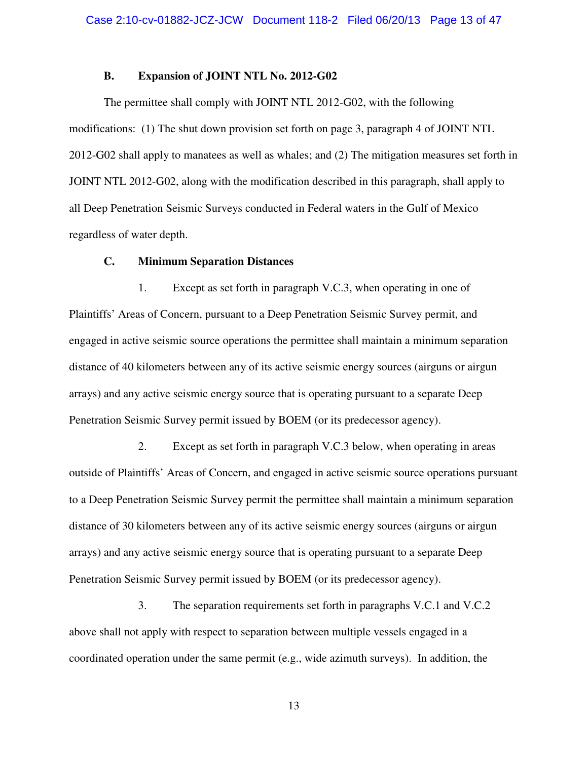### B. Expansion of JOINT NTL No. 2012-G02

The permittee shall comply with JOINT NTL 2012-G02, with the following modifications: (1) The shut down provision set forth on page 3, paragraph 4 of JOINT NTL 2012-G02 shall apply to manatees as well as whales; and (2) The mitigation measures set forth in JOINT NTL 2012-G02, along with the modification described in this paragraph, shall apply to all Deep Penetration Seismic Surveys conducted in Federal waters in the Gulf of Mexico regardless of water depth.

### C. Minimum Separation Distances

1. Except as set forth in paragraph V.C.3, when operating in one of Plaintiffs' Areas of Concern, pursuant to a Deep Penetration Seismic Survey permit, and engaged in active seismic source operations the permittee shall maintain a minimum separation distance of 40 kilometers between any of its active seismic energy sources (airguns or airgun arrays) and any active seismic energy source that is operating pursuant to a separate Deep Penetration Seismic Survey permit issued by BOEM (or its predecessor agency).

2. Except as set forth in paragraph V.C.3 below, when operating in areas outside of Plaintiffs' Areas of Concern, and engaged in active seismic source operations pursuant to a Deep Penetration Seismic Survey permit the permittee shall maintain a minimum separation distance of 30 kilometers between any of its active seismic energy sources (airguns or airgun arrays) and any active seismic energy source that is operating pursuant to a separate Deep Penetration Seismic Survey permit issued by BOEM (or its predecessor agency).

3. The separation requirements set forth in paragraphs V.C.1 and V.C.2 above shall not apply with respect to separation between multiple vessels engaged in a coordinated operation under the same permit (e.g., wide azimuth surveys). In addition, the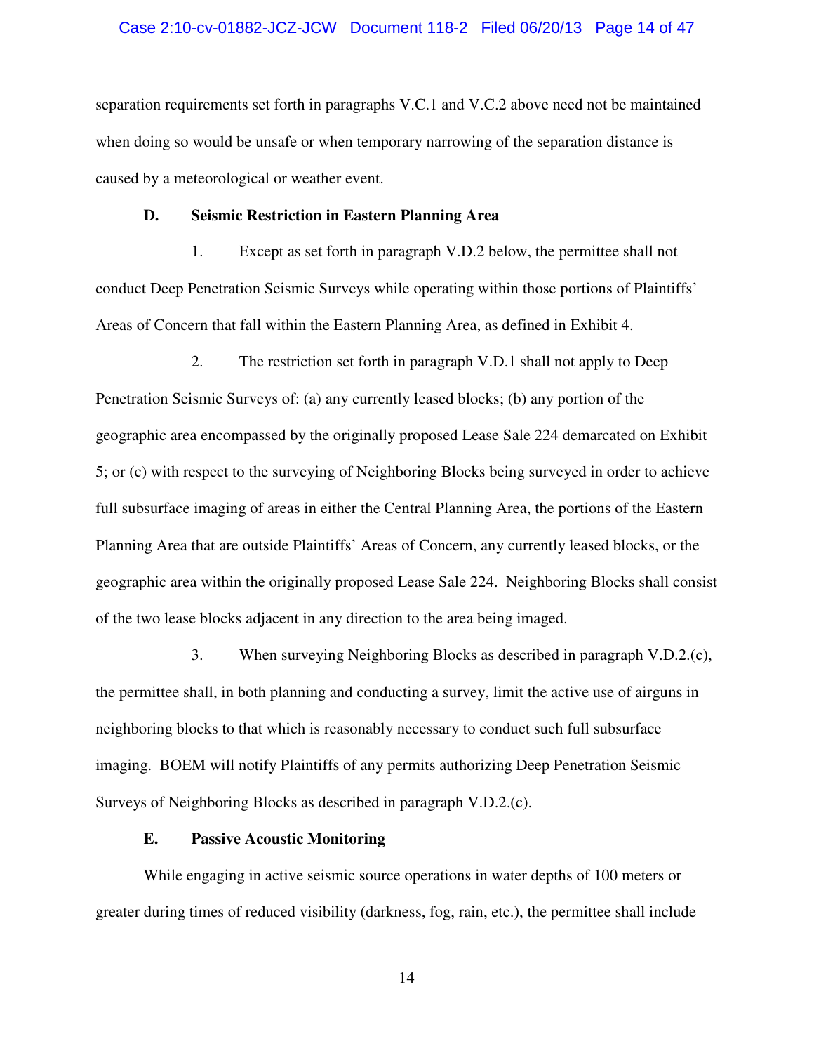separation requirements set forth in paragraphs V.C.1 and V.C.2 above need not be maintained when doing so would be unsafe or when temporary narrowing of the separation distance is caused by a meteorological or weather event.

**D. Seismic Restriction in Eastern Planning Area**

1. Except as set forth in paragraph V.D.2 below, the permittee shall not conduct Deep Penetration Seismic Surveys while operating within those portions of Plaintiffs' Areas of Concern that fall within the Eastern Planning Area, as defined in Exhibit 4.

2. The restriction set forth in paragraph V.D.1 shall not apply to Deep Penetration Seismic Surveys of: (a) any currently leased blocks; (b) any portion of the geographic area encompassed by the originally proposed Lease Sale 224 demarcated on Exhibit 5; or (c) with respect to the surveying of Neighboring Blocks being surveyed in order to achieve full subsurface imaging of areas in either the Central Planning Area, the portions of the Eastern Planning Area that are outside Plaintiffs' Areas of Concern, any currently leased blocks, or the geographic area within the originally proposed Lease Sale 224. Neighboring Blocks shall consist of the two lease blocks adjacent in any direction to the area being imaged.

3. When surveying Neighboring Blocks as described in paragraph V.D.2.(c), the permittee shall, in both planning and conducting a survey, limit the active use of airguns in neighboring blocks to that which is reasonably necessary to conduct such full subsurface imaging. BOEM will notify Plaintiffs of any permits authorizing Deep Penetration Seismic Surveys of Neighboring Blocks as described in paragraph V.D.2.(c).

**E. Passive Acoustic Monitoring**

While engaging in active seismic source operations in water depths of 100 meters or greater during times of reduced visibility (darkness, fog, rain, etc.), the permittee shall include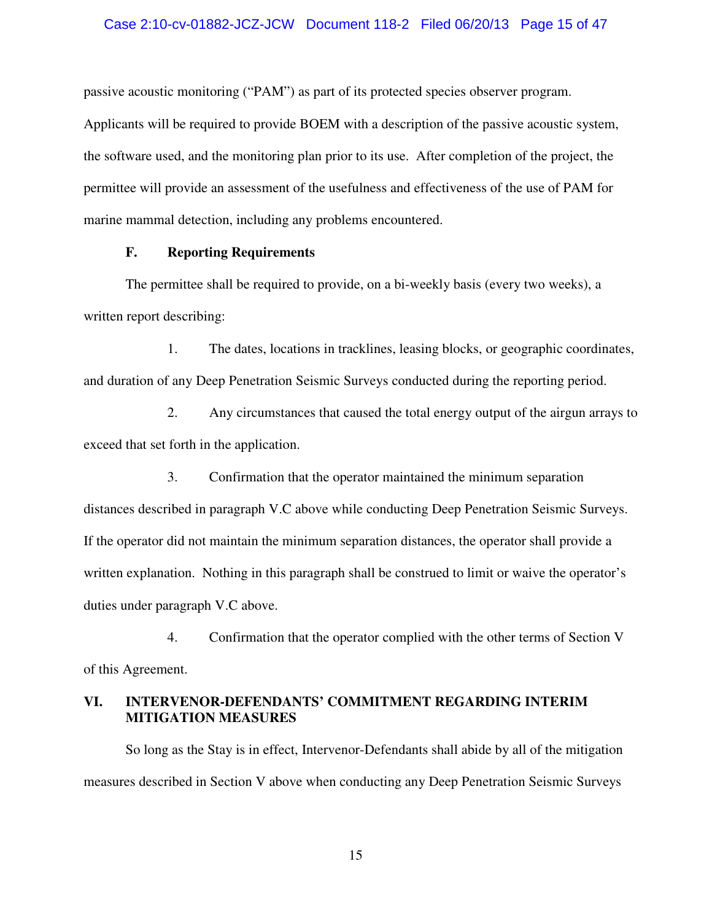passive acoustic monitoring ("PAM") as part of its protected species observer program. Applicants will be required to provide BOEM with a description of the passive acoustic system, the software used, and the monitoring plan prior to its use. After completion of the project, the permittee will provide an assessment of the usefulness and effectiveness of the use of PAM for marine mammal detection, including any problems encountered.

### F. Reporting Requirements

The permittee shall be required to provide, on a bi-weekly basis (every two weeks), a written report describing:

1. The dates, locations in tracklines, leasing blocks, or geographic coordinates, and duration of any Deep Penetration Seismic Surveys conducted during the reporting period.

2. Any circumstances that caused the total energy output of the airgun arrays to exceed that set forth in the application.

3. Confirmation that the operator maintained the minimum separation distances described in paragraph V.C above while conducting Deep Penetration Seismic Surveys. If the operator did not maintain the minimum separation distances, the operator shall provide a written explanation. Nothing in this paragraph shall be construed to limit or waive the operator's duties under paragraph V.C above.

4. Confirmation that the operator complied with the other terms of Section V of this Agreement.

## VI. INTERVENOR-DEFENDANTS' COMMITMENT REGARDING INTERIM MITIGATION MEASURES

So long as the Stay is in effect, Intervenor-Defendants shall abide by all of the mitigation measures described in Section V above when conducting any Deep Penetration Seismic Surveys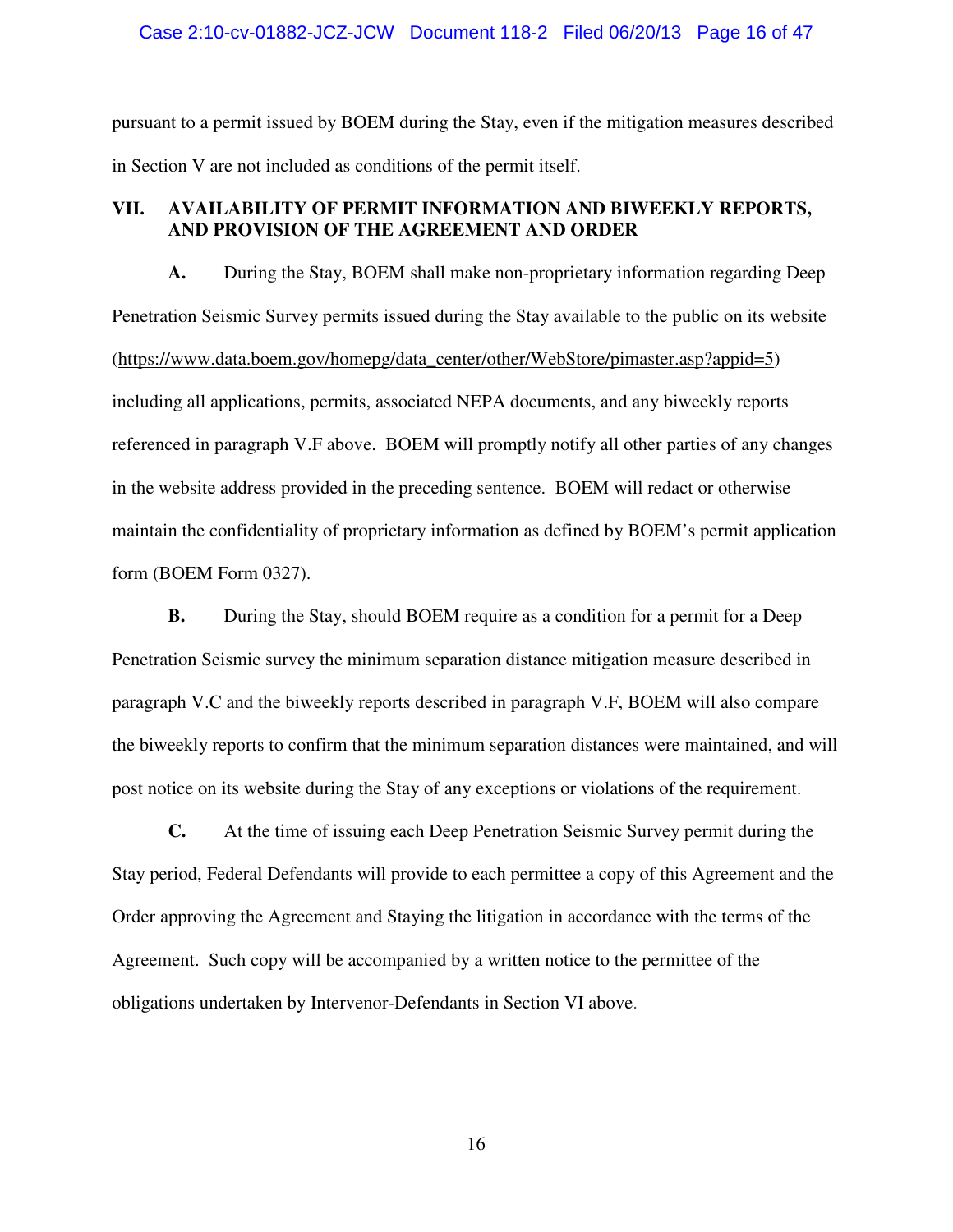pursuant to a permit issued by BOEM during the Stay, even if the mitigation measures described in Section V are not included as conditions of the permit itself.

## VII. AVAILABILITY OF PERMIT INFORMATION AND BIWEEKLY REPORTS, AND PROVISION OF THE AGREEMENT AND ORDER

**A.** During the Stay, BOEM shall make non-proprietary information regarding Deep Penetration Seismic Survey permits issued during the Stay available to the public on its website (https://www.data.boem.gov/homepg/data_center/other/WebStore/pimaster.asp?appid=5) including all applications, permits, associated NEPA documents, and any biweekly reports referenced in paragraph V.F above. BOEM will promptly notify all other parties of any changes in the website address provided in the preceding sentence. BOEM will redact or otherwise maintain the confidentiality of proprietary information as defined by BOEM's permit application form (BOEM Form 0327).

**B.** During the Stay, should BOEM require as a condition for a permit for a Deep Penetration Seismic survey the minimum separation distance mitigation measure described in paragraph V.C and the biweekly reports described in paragraph V.F, BOEM will also compare the biweekly reports to confirm that the minimum separation distances were maintained, and will post notice on its website during the Stay of any exceptions or violations of the requirement.

**C.** At the time of issuing each Deep Penetration Seismic Survey permit during the Stay period, Federal Defendants will provide to each permittee a copy of this Agreement and the Order approving the Agreement and Staying the litigation in accordance with the terms of the Agreement. Such copy will be accompanied by a written notice to the permittee of the obligations undertaken by Intervenor-Defendants in Section VI above.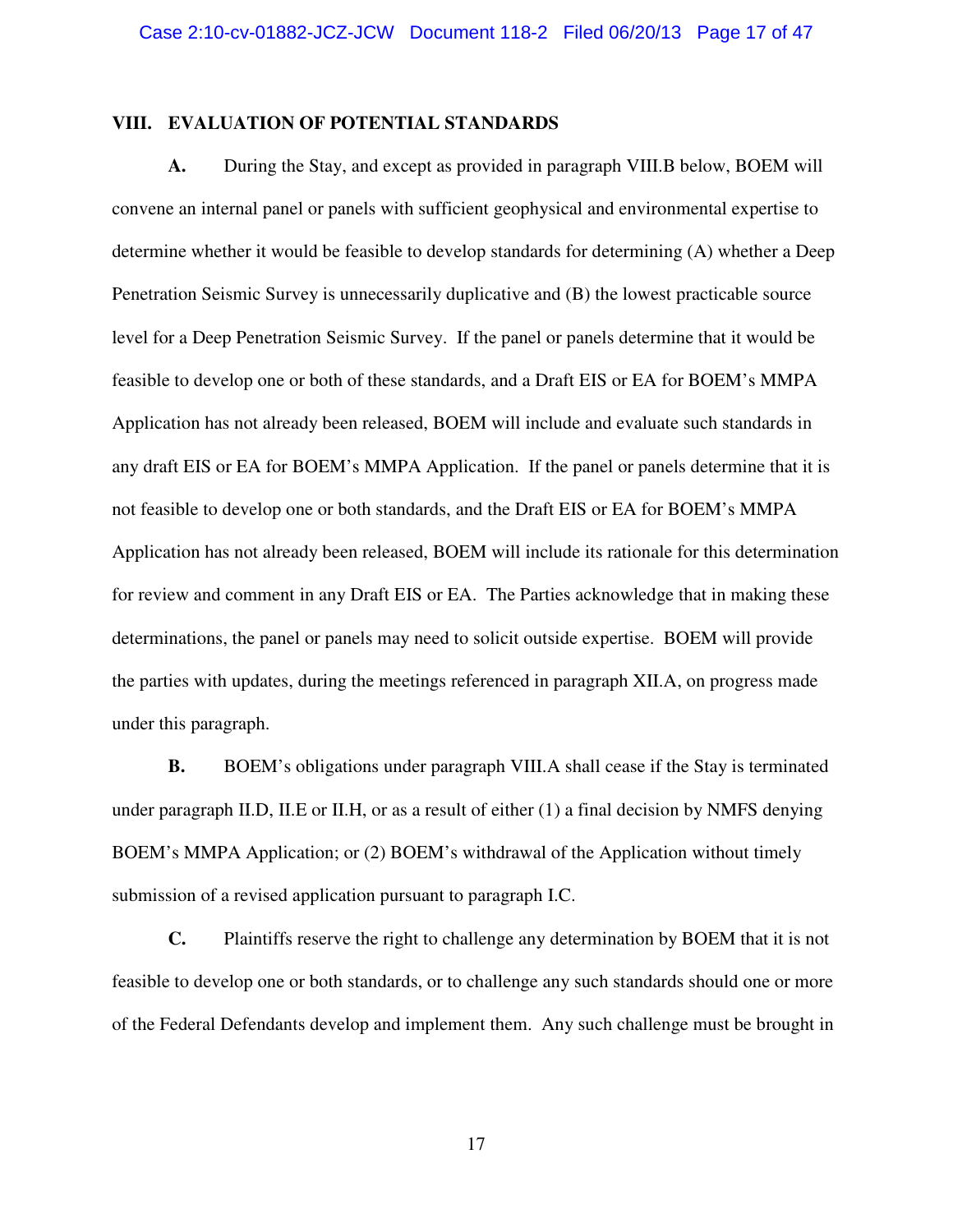## VIII. EVALUATION OF POTENTIAL STANDARDS

**A.** During the Stay, and except as provided in paragraph VIII.B below, BOEM will convene an internal panel or panels with sufficient geophysical and environmental expertise to determine whether it would be feasible to develop standards for determining (A) whether a Deep Penetration Seismic Survey is unnecessarily duplicative and (B) the lowest practicable source level for a Deep Penetration Seismic Survey. If the panel or panels determine that it would be feasible to develop one or both of these standards, and a Draft EIS or EA for BOEM's MMPA Application has not already been released, BOEM will include and evaluate such standards in any draft EIS or EA for BOEM's MMPA Application. If the panel or panels determine that it is not feasible to develop one or both standards, and the Draft EIS or EA for BOEM's MMPA Application has not already been released, BOEM will include its rationale for this determination for review and comment in any Draft EIS or EA. The Parties acknowledge that in making these determinations, the panel or panels may need to solicit outside expertise. BOEM will provide the parties with updates, during the meetings referenced in paragraph XII.A, on progress made under this paragraph.

**B.** BOEM's obligations under paragraph VIII.A shall cease if the Stay is terminated under paragraph II.D, II.E or II.H, or as a result of either (1) a final decision by NMFS denying BOEM's MMPA Application; or (2) BOEM's withdrawal of the Application without timely submission of a revised application pursuant to paragraph I.C.

**C.** Plaintiffs reserve the right to challenge any determination by BOEM that it is not feasible to develop one or both standards, or to challenge any such standards should one or more of the Federal Defendants develop and implement them. Any such challenge must be brought in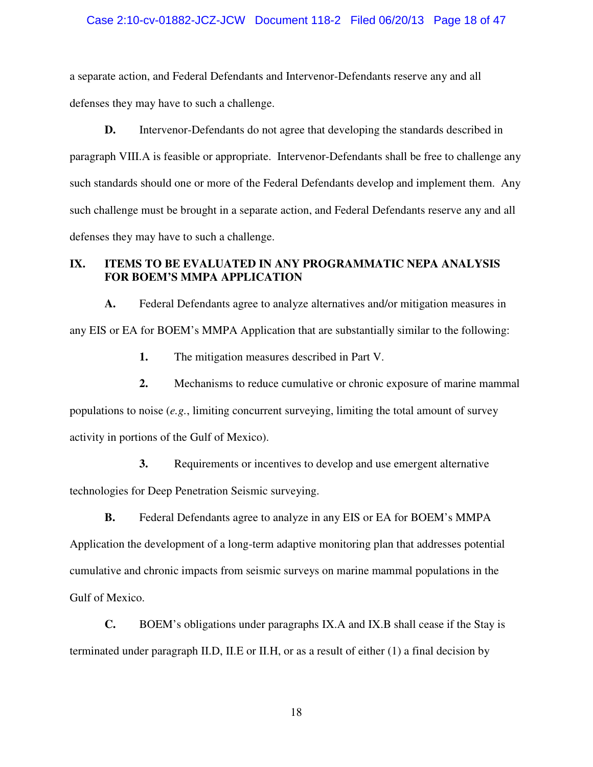a separate action, and Federal Defendants and Intervenor-Defendants reserve any and all defenses they may have to such a challenge.

**D.** Intervenor-Defendants do not agree that developing the standards described in paragraph VIII.A is feasible or appropriate. Intervenor-Defendants shall be free to challenge any such standards should one or more of the Federal Defendants develop and implement them. Any such challenge must be brought in a separate action, and Federal Defendants reserve any and all defenses they may have to such a challenge.

## IX. ITEMS TO BE EVALUATED IN ANY PROGRAMMATIC NEPA ANALYSIS FOR BOEM'S MMPA APPLICATION

**A.** Federal Defendants agree to analyze alternatives and/or mitigation measures in any EIS or EA for BOEM's MMPA Application that are substantially similar to the following:

**1.** The mitigation measures described in Part V.

**2.** Mechanisms to reduce cumulative or chronic exposure of marine mammal populations to noise (*e.g.*, limiting concurrent surveying, limiting the total amount of survey activity in portions of the Gulf of Mexico).

**3.** Requirements or incentives to develop and use emergent alternative technologies for Deep Penetration Seismic surveying.

**B.** Federal Defendants agree to analyze in any EIS or EA for BOEM's MMPA Application the development of a long-term adaptive monitoring plan that addresses potential cumulative and chronic impacts from seismic surveys on marine mammal populations in the Gulf of Mexico.

**C.** BOEM's obligations under paragraphs IX.A and IX.B shall cease if the Stay is terminated under paragraph II.D, II.E or II.H, or as a result of either (1) a final decision by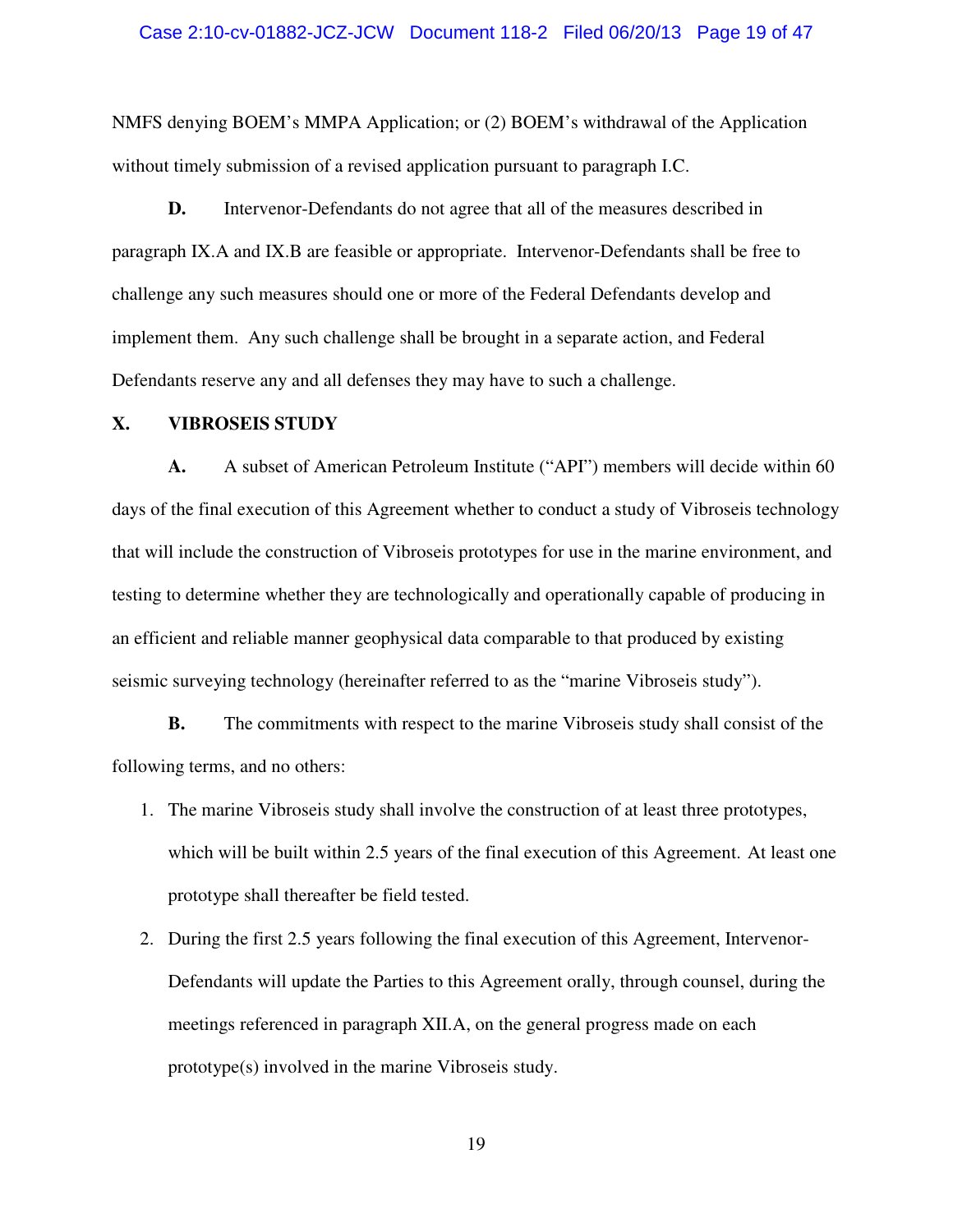NMFS denying BOEM's MMPA Application; or (2) BOEM's withdrawal of the Application without timely submission of a revised application pursuant to paragraph I.C.

**D.** Intervenor-Defendants do not agree that all of the measures described in paragraph IX.A and IX.B are feasible or appropriate. Intervenor-Defendants shall be free to challenge any such measures should one or more of the Federal Defendants develop and implement them. Any such challenge shall be brought in a separate action, and Federal Defendants reserve any and all defenses they may have to such a challenge.

## X. VIBROSEIS STUDY

**A.** A subset of American Petroleum Institute ("API") members will decide within 60 days of the final execution of this Agreement whether to conduct a study of Vibroseis technology that will include the construction of Vibroseis prototypes for use in the marine environment, and testing to determine whether they are technologically and operationally capable of producing in an efficient and reliable manner geophysical data comparable to that produced by existing seismic surveying technology (hereinafter referred to as the "marine Vibroseis study").

**B.** The commitments with respect to the marine Vibroseis study shall consist of the following terms, and no others:

1. The marine Vibroseis study shall involve the construction of at least three prototypes, which will be built within 2.5 years of the final execution of this Agreement. At least one prototype shall thereafter be field tested.
2. During the first 2.5 years following the final execution of this Agreement, Intervenor-Defendants will update the Parties to this Agreement orally, through counsel, during the meetings referenced in paragraph XII.A, on the general progress made on each prototype(s) involved in the marine Vibroseis study.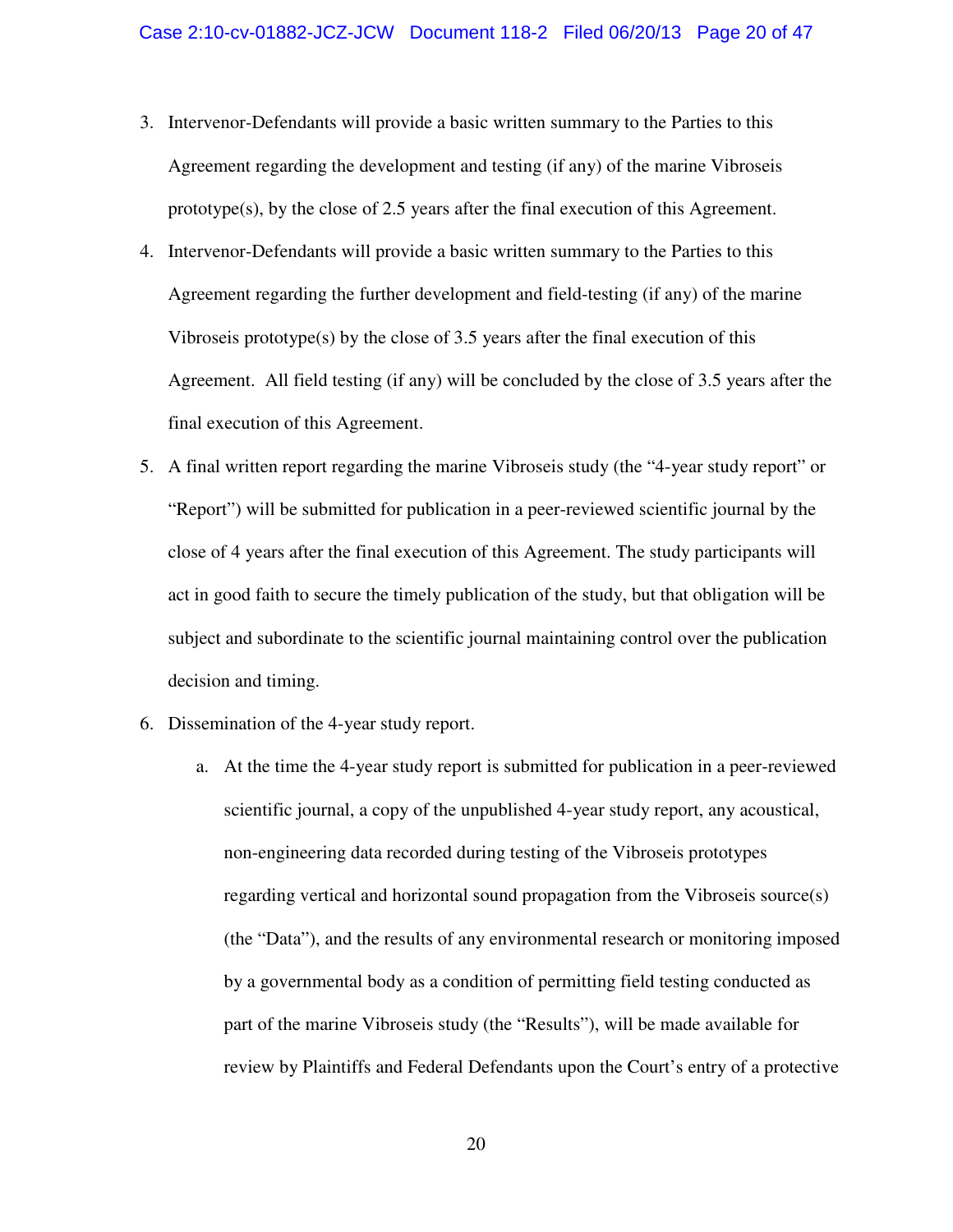3. Intervenor-Defendants will provide a basic written summary to the Parties to this Agreement regarding the development and testing (if any) of the marine Vibroseis prototype(s), by the close of 2.5 years after the final execution of this Agreement.
4. Intervenor-Defendants will provide a basic written summary to the Parties to this Agreement regarding the further development and field-testing (if any) of the marine Vibroseis prototype(s) by the close of 3.5 years after the final execution of this Agreement. All field testing (if any) will be concluded by the close of 3.5 years after the final execution of this Agreement.
5. A final written report regarding the marine Vibroseis study (the "4-year study report" or "Report") will be submitted for publication in a peer-reviewed scientific journal by the close of 4 years after the final execution of this Agreement. The study participants will act in good faith to secure the timely publication of the study, but that obligation will be subject and subordinate to the scientific journal maintaining control over the publication decision and timing.
6. Dissemination of the 4-year study report.
   a. At the time the 4-year study report is submitted for publication in a peer-reviewed scientific journal, a copy of the unpublished 4-year study report, any acoustical, non-engineering data recorded during testing of the Vibroseis prototypes regarding vertical and horizontal sound propagation from the Vibroseis source(s) (the "Data"), and the results of any environmental research or monitoring imposed by a governmental body as a condition of permitting field testing conducted as part of the marine Vibroseis study (the "Results"), will be made available for review by Plaintiffs and Federal Defendants upon the Court's entry of a protective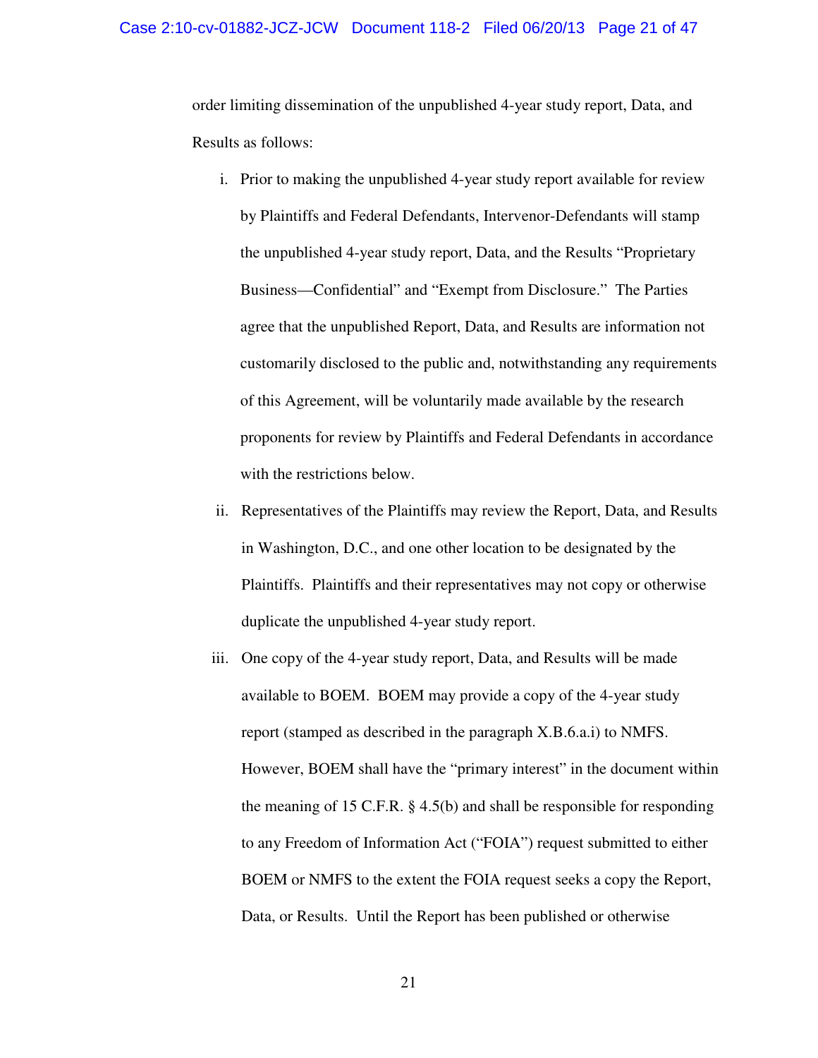order limiting dissemination of the unpublished 4-year study report, Data, and Results as follows:

i. Prior to making the unpublished 4-year study report available for review by Plaintiffs and Federal Defendants, Intervenor-Defendants will stamp the unpublished 4-year study report, Data, and the Results "Proprietary Business—Confidential" and "Exempt from Disclosure." The Parties agree that the unpublished Report, Data, and Results are information not customarily disclosed to the public and, notwithstanding any requirements of this Agreement, will be voluntarily made available by the research proponents for review by Plaintiffs and Federal Defendants in accordance with the restrictions below.

ii. Representatives of the Plaintiffs may review the Report, Data, and Results in Washington, D.C., and one other location to be designated by the Plaintiffs. Plaintiffs and their representatives may not copy or otherwise duplicate the unpublished 4-year study report.

iii. One copy of the 4-year study report, Data, and Results will be made available to BOEM. BOEM may provide a copy of the 4-year study report (stamped as described in the paragraph X.B.6.a.i) to NMFS. However, BOEM shall have the "primary interest" in the document within the meaning of 15 C.F.R. § 4.5(b) and shall be responsible for responding to any Freedom of Information Act ("FOIA") request submitted to either BOEM or NMFS to the extent the FOIA request seeks a copy the Report, Data, or Results. Until the Report has been published or otherwise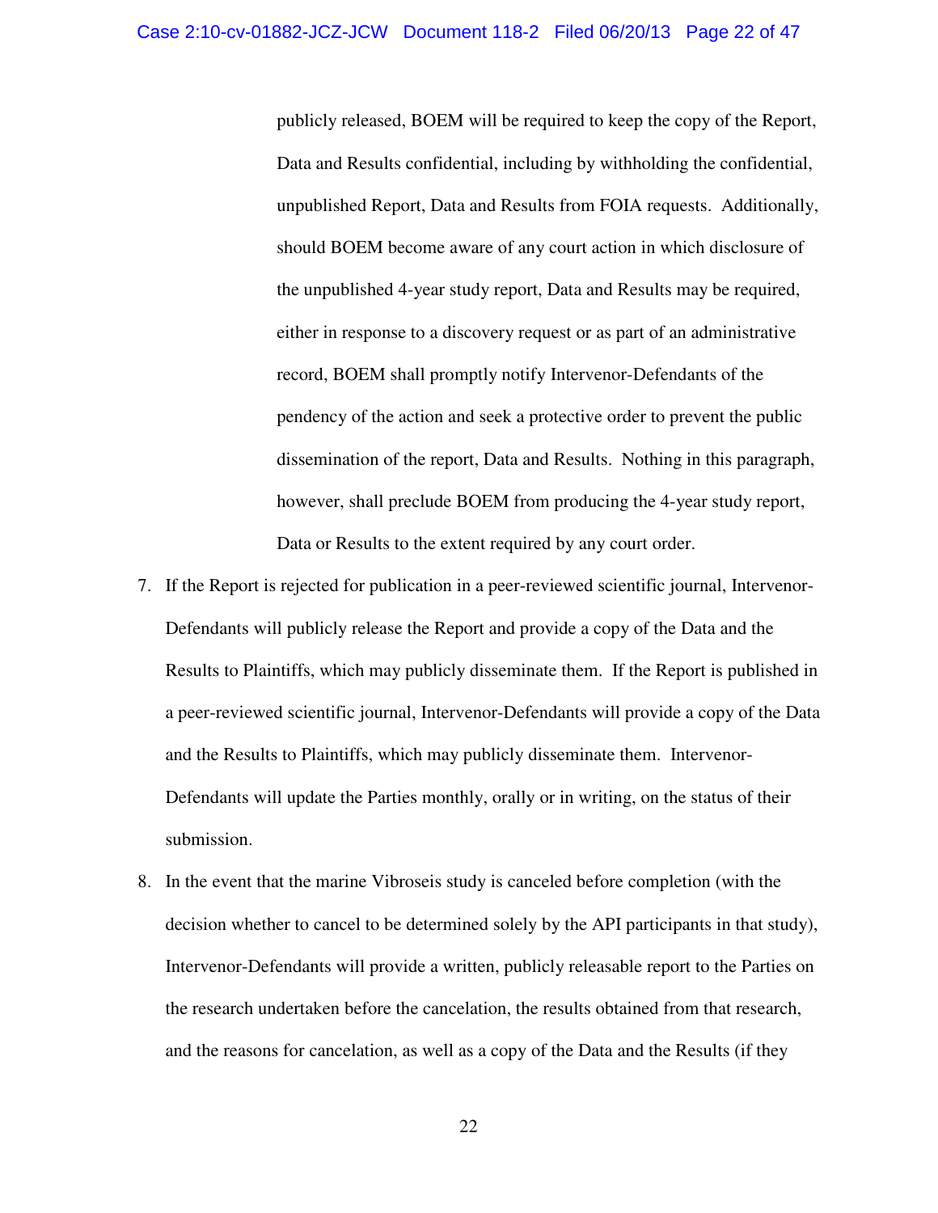publicly released, BOEM will be required to keep the copy of the Report, Data and Results confidential, including by withholding the confidential, unpublished Report, Data and Results from FOIA requests. Additionally, should BOEM become aware of any court action in which disclosure of the unpublished 4-year study report, Data and Results may be required, either in response to a discovery request or as part of an administrative record, BOEM shall promptly notify Intervenor-Defendants of the pendency of the action and seek a protective order to prevent the public dissemination of the report, Data and Results. Nothing in this paragraph, however, shall preclude BOEM from producing the 4-year study report, Data or Results to the extent required by any court order.

7. If the Report is rejected for publication in a peer-reviewed scientific journal, Intervenor-Defendants will publicly release the Report and provide a copy of the Data and the Results to Plaintiffs, which may publicly disseminate them. If the Report is published in a peer-reviewed scientific journal, Intervenor-Defendants will provide a copy of the Data and the Results to Plaintiffs, which may publicly disseminate them. Intervenor-Defendants will update the Parties monthly, orally or in writing, on the status of their submission.

8. In the event that the marine Vibroseis study is canceled before completion (with the decision whether to cancel to be determined solely by the API participants in that study), Intervenor-Defendants will provide a written, publicly releasable report to the Parties on the research undertaken before the cancelation, the results obtained from that research, and the reasons for cancelation, as well as a copy of the Data and the Results (if they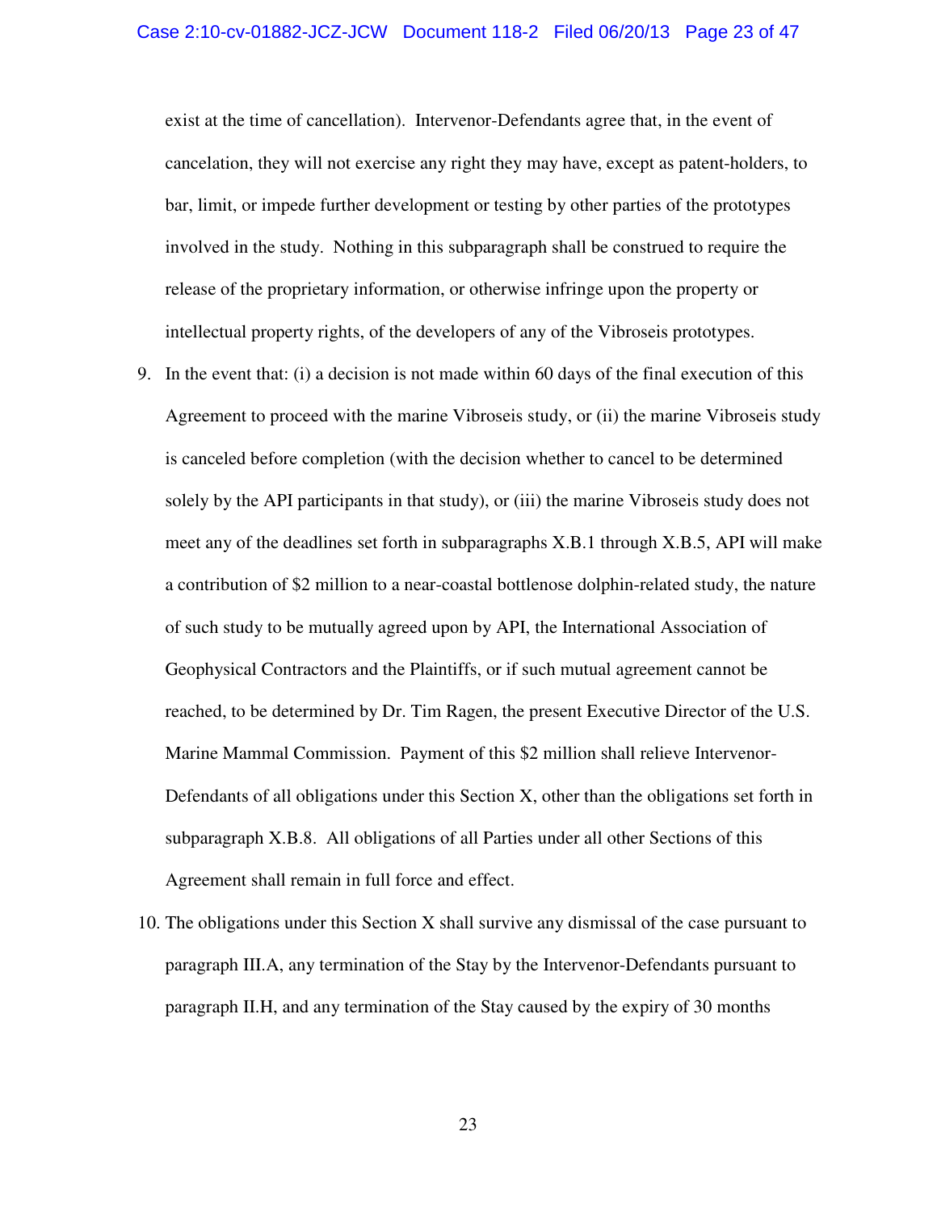exist at the time of cancellation). Intervenor-Defendants agree that, in the event of cancelation, they will not exercise any right they may have, except as patent-holders, to bar, limit, or impede further development or testing by other parties of the prototypes involved in the study. Nothing in this subparagraph shall be construed to require the release of the proprietary information, or otherwise infringe upon the property or intellectual property rights, of the developers of any of the Vibroseis prototypes.

9. In the event that: (i) a decision is not made within 60 days of the final execution of this Agreement to proceed with the marine Vibroseis study, or (ii) the marine Vibroseis study is canceled before completion (with the decision whether to cancel to be determined solely by the API participants in that study), or (iii) the marine Vibroseis study does not meet any of the deadlines set forth in subparagraphs X.B.1 through X.B.5, API will make a contribution of $2 million to a near-coastal bottlenose dolphin-related study, the nature of such study to be mutually agreed upon by API, the International Association of Geophysical Contractors and the Plaintiffs, or if such mutual agreement cannot be reached, to be determined by Dr. Tim Ragen, the present Executive Director of the U.S. Marine Mammal Commission. Payment of this $2 million shall relieve Intervenor-Defendants of all obligations under this Section X, other than the obligations set forth in subparagraph X.B.8. All obligations of all Parties under all other Sections of this Agreement shall remain in full force and effect.

10. The obligations under this Section X shall survive any dismissal of the case pursuant to paragraph III.A, any termination of the Stay by the Intervenor-Defendants pursuant to paragraph II.H, and any termination of the Stay caused by the expiry of 30 months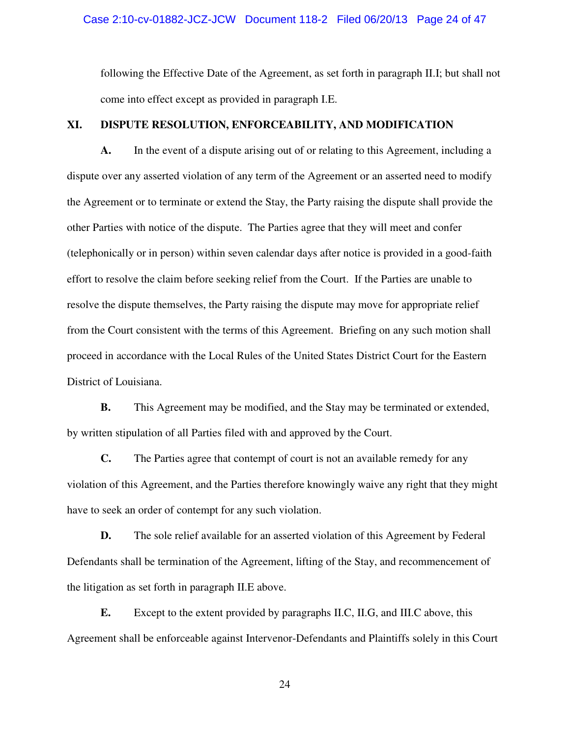following the Effective Date of the Agreement, as set forth in paragraph II.I; but shall not come into effect except as provided in paragraph I.E.

## XI. DISPUTE RESOLUTION, ENFORCEABILITY, AND MODIFICATION

**A.** In the event of a dispute arising out of or relating to this Agreement, including a dispute over any asserted violation of any term of the Agreement or an asserted need to modify the Agreement or to terminate or extend the Stay, the Party raising the dispute shall provide the other Parties with notice of the dispute. The Parties agree that they will meet and confer (telephonically or in person) within seven calendar days after notice is provided in a good-faith effort to resolve the claim before seeking relief from the Court. If the Parties are unable to resolve the dispute themselves, the Party raising the dispute may move for appropriate relief from the Court consistent with the terms of this Agreement. Briefing on any such motion shall proceed in accordance with the Local Rules of the United States District Court for the Eastern District of Louisiana.

**B.** This Agreement may be modified, and the Stay may be terminated or extended, by written stipulation of all Parties filed with and approved by the Court.

**C.** The Parties agree that contempt of court is not an available remedy for any violation of this Agreement, and the Parties therefore knowingly waive any right that they might have to seek an order of contempt for any such violation.

**D.** The sole relief available for an asserted violation of this Agreement by Federal Defendants shall be termination of the Agreement, lifting of the Stay, and recommencement of the litigation as set forth in paragraph II.E above.

**E.** Except to the extent provided by paragraphs II.C, II.G, and III.C above, this Agreement shall be enforceable against Intervenor-Defendants and Plaintiffs solely in this Court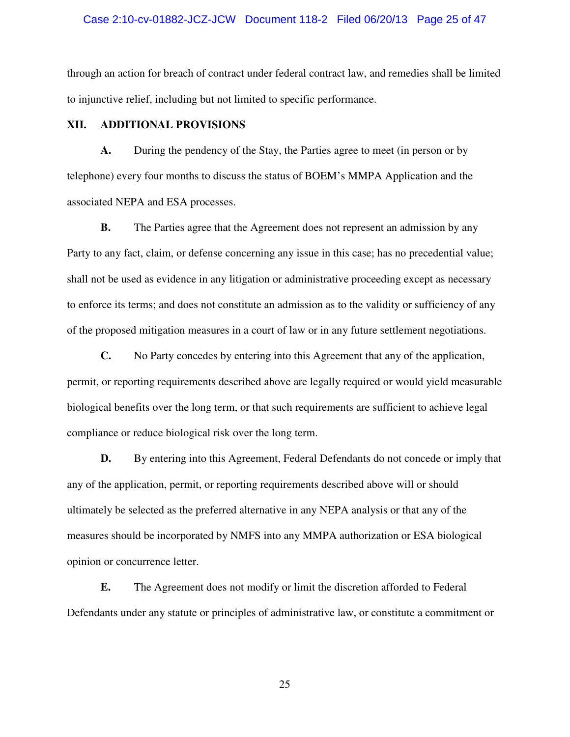through an action for breach of contract under federal contract law, and remedies shall be limited to injunctive relief, including but not limited to specific performance.

## XII. ADDITIONAL PROVISIONS

**A.** During the pendency of the Stay, the Parties agree to meet (in person or by telephone) every four months to discuss the status of BOEM's MMPA Application and the associated NEPA and ESA processes.

**B.** The Parties agree that the Agreement does not represent an admission by any Party to any fact, claim, or defense concerning any issue in this case; has no precedential value; shall not be used as evidence in any litigation or administrative proceeding except as necessary to enforce its terms; and does not constitute an admission as to the validity or sufficiency of any of the proposed mitigation measures in a court of law or in any future settlement negotiations.

**C.** No Party concedes by entering into this Agreement that any of the application, permit, or reporting requirements described above are legally required or would yield measurable biological benefits over the long term, or that such requirements are sufficient to achieve legal compliance or reduce biological risk over the long term.

**D.** By entering into this Agreement, Federal Defendants do not concede or imply that any of the application, permit, or reporting requirements described above will or should ultimately be selected as the preferred alternative in any NEPA analysis or that any of the measures should be incorporated by NMFS into any MMPA authorization or ESA biological opinion or concurrence letter.

**E.** The Agreement does not modify or limit the discretion afforded to Federal Defendants under any statute or principles of administrative law, or constitute a commitment or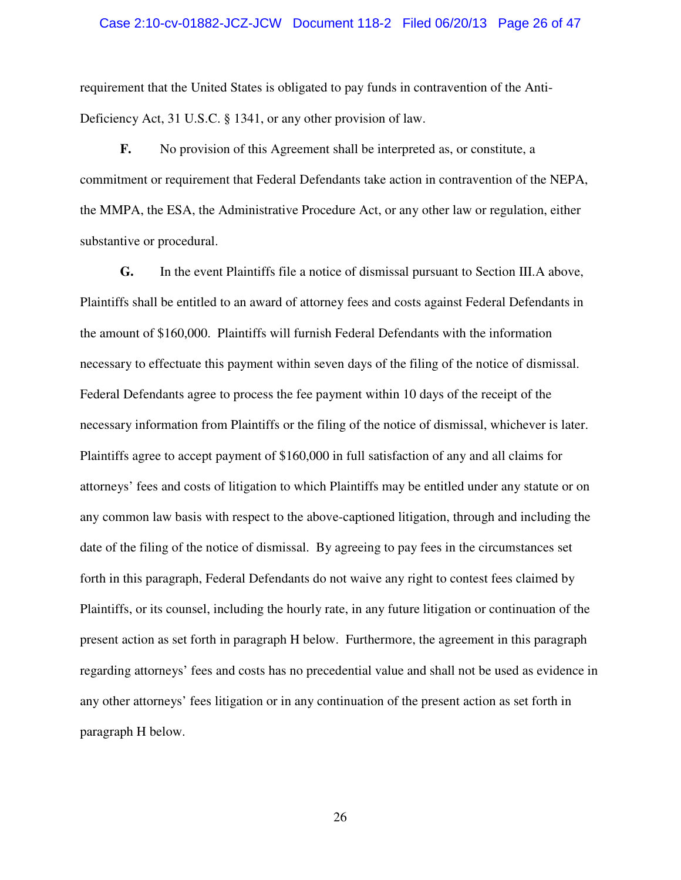requirement that the United States is obligated to pay funds in contravention of the Anti-Deficiency Act, 31 U.S.C. § 1341, or any other provision of law.

**F.** No provision of this Agreement shall be interpreted as, or constitute, a commitment or requirement that Federal Defendants take action in contravention of the NEPA, the MMPA, the ESA, the Administrative Procedure Act, or any other law or regulation, either substantive or procedural.

**G.** In the event Plaintiffs file a notice of dismissal pursuant to Section III.A above, Plaintiffs shall be entitled to an award of attorney fees and costs against Federal Defendants in the amount of $160,000. Plaintiffs will furnish Federal Defendants with the information necessary to effectuate this payment within seven days of the filing of the notice of dismissal. Federal Defendants agree to process the fee payment within 10 days of the receipt of the necessary information from Plaintiffs or the filing of the notice of dismissal, whichever is later. Plaintiffs agree to accept payment of $160,000 in full satisfaction of any and all claims for attorneys' fees and costs of litigation to which Plaintiffs may be entitled under any statute or on any common law basis with respect to the above-captioned litigation, through and including the date of the filing of the notice of dismissal. By agreeing to pay fees in the circumstances set forth in this paragraph, Federal Defendants do not waive any right to contest fees claimed by Plaintiffs, or its counsel, including the hourly rate, in any future litigation or continuation of the present action as set forth in paragraph H below. Furthermore, the agreement in this paragraph regarding attorneys' fees and costs has no precedential value and shall not be used as evidence in any other attorneys' fees litigation or in any continuation of the present action as set forth in paragraph H below.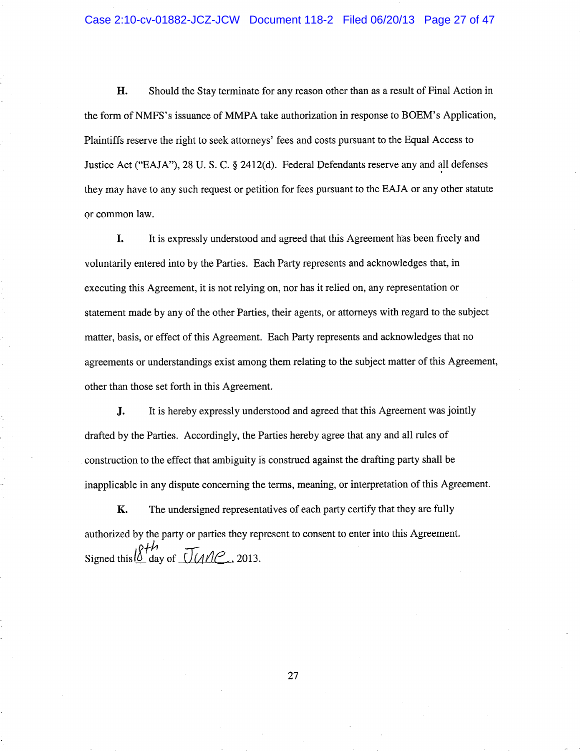**H.** Should the Stay terminate for any reason other than as a result of Final Action in the form of NMFS's issuance of MMPA take authorization in response to BOEM's Application, Plaintiffs reserve the right to seek attorneys' fees and costs pursuant to the Equal Access to Justice Act ("EAJA"), 28 U. S. C. § 2412(d). Federal Defendants reserve any and all defenses they may have to any such request or petition for fees pursuant to the EAJA or any other statute or common law.

**I.** It is expressly understood and agreed that this Agreement has been freely and voluntarily entered into by the Parties. Each Party represents and acknowledges that, in executing this Agreement, it is not relying on, nor has it relied on, any representation or statement made by any of the other Parties, their agents, or attorneys with regard to the subject matter, basis, or effect of this Agreement. Each Party represents and acknowledges that no agreements or understandings exist among them relating to the subject matter of this Agreement, other than those set forth in this Agreement.

**J.** It is hereby expressly understood and agreed that this Agreement was jointly drafted by the Parties. Accordingly, the Parties hereby agree that any and all rules of construction to the effect that ambiguity is construed against the drafting party shall be inapplicable in any dispute concerning the terms, meaning, or interpretation of this Agreement.

**K.** The undersigned representatives of each party certify that they are fully authorized by the party or parties they represent to consent to enter into this Agreement.

Signed this 18th day of June, 2013.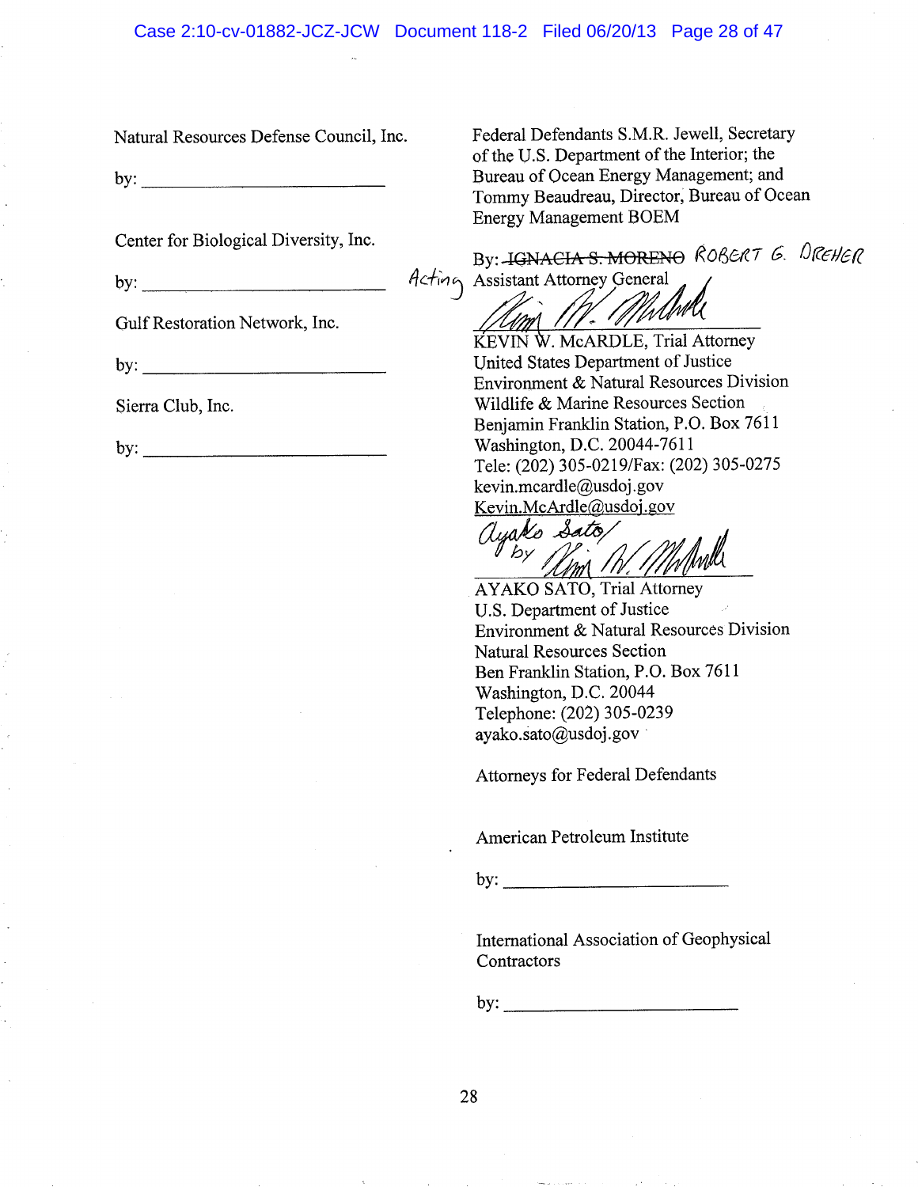Natural Resources Defense Council, Inc.

by: ___________________________

Center for Biological Diversity, Inc.

by: ___________________________

Gulf Restoration Network, Inc.

by: ___________________________

Sierra Club, Inc.

by: ___________________________

Federal Defendants S.M.R. Jewell, Secretary of the U.S. Department of the Interior; the Bureau of Ocean Energy Management; and Tommy Beaudreau, Director, Bureau of Ocean Energy Management BOEM

By: ~~IGNACIA S. MORENO~~ ROBERT G. DREHER
Acting Assistant Attorney General

___________________________
KEVIN W. McARDLE, Trial Attorney
United States Department of Justice
Environment & Natural Resources Division
Wildlife & Marine Resources Section
Benjamin Franklin Station, P.O. Box 7611
Washington, D.C. 20044-7611
Tele: (202) 305-0219/Fax: (202) 305-0275
kevin.mcardle@usdoj.gov
Kevin.McArdle@usdoj.gov

Ayako Sato/ by
___________________________
AYAKO SATO, Trial Attorney
U.S. Department of Justice
Environment & Natural Resources Division
Natural Resources Section
Ben Franklin Station, P.O. Box 7611
Washington, D.C. 20044
Telephone: (202) 305-0239
ayako.sato@usdoj.gov

Attorneys for Federal Defendants

American Petroleum Institute

by: ___________________________

International Association of Geophysical Contractors

by: ___________________________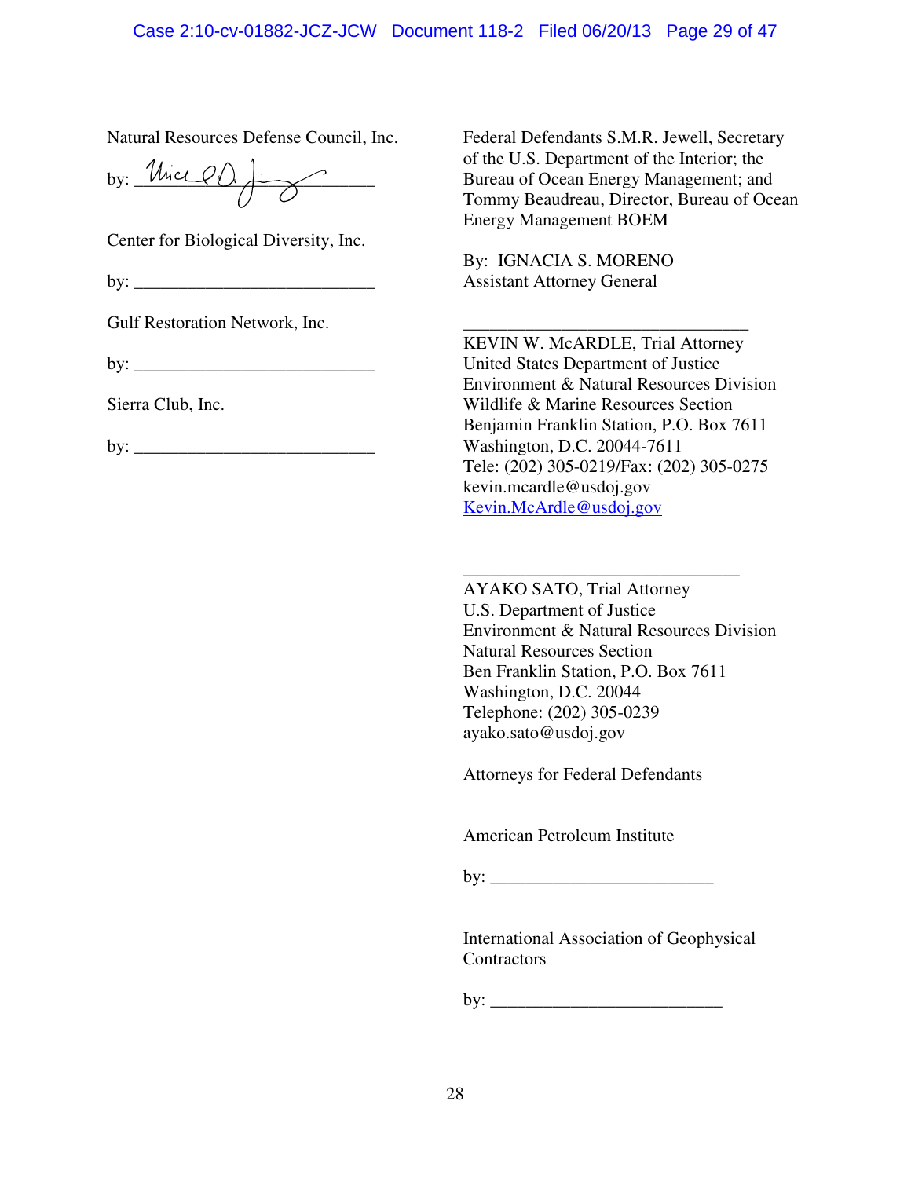Natural Resources Defense Council, Inc.

by: ___________________________

Center for Biological Diversity, Inc.

by: ___________________________

Gulf Restoration Network, Inc.

by: ___________________________

Sierra Club, Inc.

by: ___________________________

Federal Defendants S.M.R. Jewell, Secretary of the U.S. Department of the Interior; the Bureau of Ocean Energy Management; and Tommy Beaudreau, Director, Bureau of Ocean Energy Management BOEM

By: IGNACIA S. MORENO
Assistant Attorney General

_______________________________

KEVIN W. McARDLE, Trial Attorney
United States Department of Justice
Environment & Natural Resources Division
Wildlife & Marine Resources Section
Benjamin Franklin Station, P.O. Box 7611
Washington, D.C. 20044-7611
Tele: (202) 305-0219/Fax: (202) 305-0275
kevin.mcardle@usdoj.gov
Kevin.McArdle@usdoj.gov

_______________________________

AYAKO SATO, Trial Attorney
U.S. Department of Justice
Environment & Natural Resources Division
Natural Resources Section
Ben Franklin Station, P.O. Box 7611
Washington, D.C. 20044
Telephone: (202) 305-0239
ayako.sato@usdoj.gov

Attorneys for Federal Defendants

American Petroleum Institute

by: ___________________________

International Association of Geophysical Contractors

by: ___________________________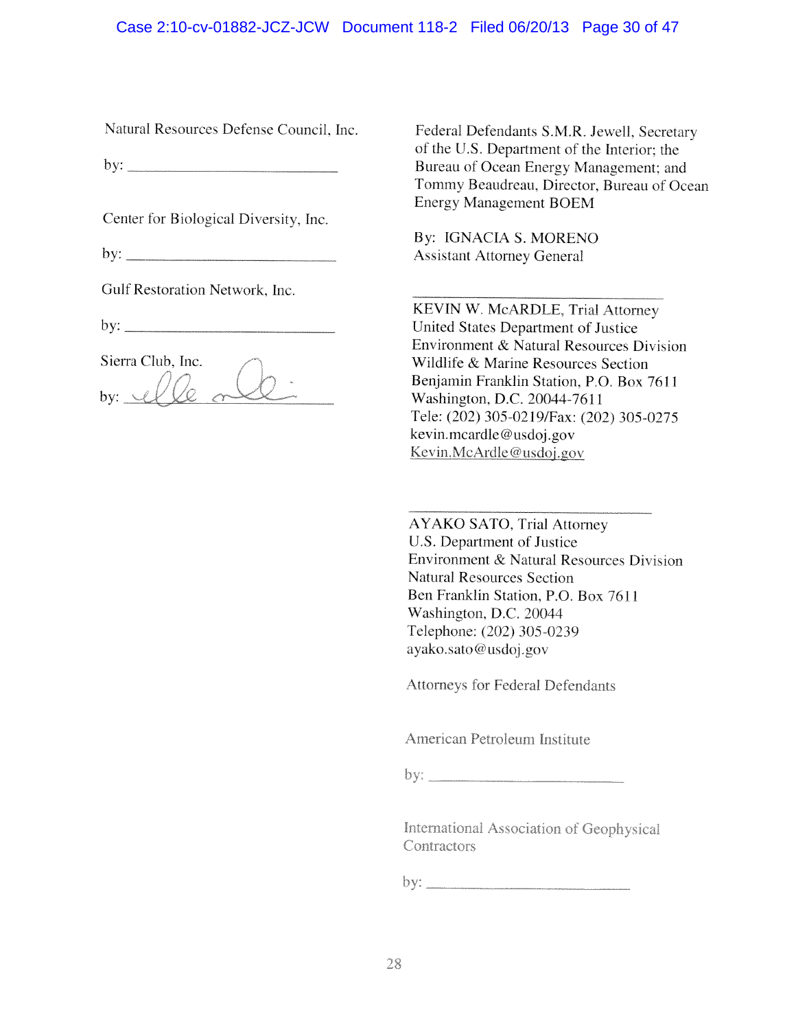Natural Resources Defense Council, Inc.

by: ______________________________

Center for Biological Diversity, Inc.

by: ______________________________

Gulf Restoration Network, Inc.

by: ______________________________

Sierra Club, Inc.

by: ______________________________

Federal Defendants S.M.R. Jewell, Secretary of the U.S. Department of the Interior; the Bureau of Ocean Energy Management; and Tommy Beaudreau, Director, Bureau of Ocean Energy Management BOEM

By: IGNACIA S. MORENO
Assistant Attorney General

______________________________
KEVIN W. McARDLE, Trial Attorney
United States Department of Justice
Environment & Natural Resources Division
Wildlife & Marine Resources Section
Benjamin Franklin Station, P.O. Box 7611
Washington, D.C. 20044-7611
Tele: (202) 305-0219/Fax: (202) 305-0275
kevin.mcardle@usdoj.gov
Kevin.McArdle@usdoj.gov

______________________________
AYAKO SATO, Trial Attorney
U.S. Department of Justice
Environment & Natural Resources Division
Natural Resources Section
Ben Franklin Station, P.O. Box 7611
Washington, D.C. 20044
Telephone: (202) 305-0239
ayako.sato@usdoj.gov

Attorneys for Federal Defendants

American Petroleum Institute

by: ______________________________

International Association of Geophysical Contractors

by: ______________________________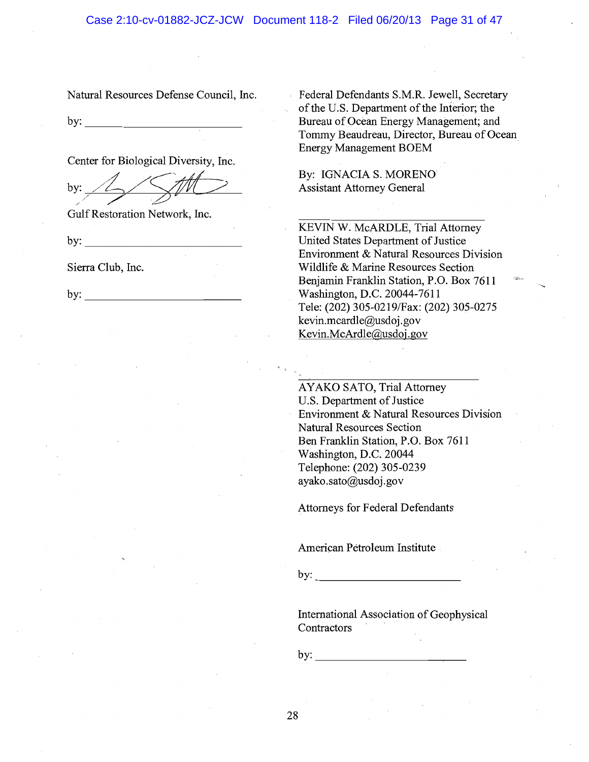Natural Resources Defense Council, Inc.

by: ______________________________

Center for Biological Diversity, Inc.

by: ______________________________

Gulf Restoration Network, Inc.

by: ______________________________

Sierra Club, Inc.

by: ______________________________

Federal Defendants S.M.R. Jewell, Secretary of the U.S. Department of the Interior; the Bureau of Ocean Energy Management; and Tommy Beaudreau, Director, Bureau of Ocean Energy Management BOEM

By: IGNACIA S. MORENO
Assistant Attorney General

______________________________
KEVIN W. McARDLE, Trial Attorney
United States Department of Justice
Environment & Natural Resources Division
Wildlife & Marine Resources Section
Benjamin Franklin Station, P.O. Box 7611
Washington, D.C. 20044-7611
Tele: (202) 305-0219/Fax: (202) 305-0275
kevin.mcardle@usdoj.gov
Kevin.McArdle@usdoj.gov

______________________________
AYAKO SATO, Trial Attorney
U.S. Department of Justice
Environment & Natural Resources Division
Natural Resources Section
Ben Franklin Station, P.O. Box 7611
Washington, D.C. 20044
Telephone: (202) 305-0239
ayako.sato@usdoj.gov

Attorneys for Federal Defendants

American Petroleum Institute

by: ______________________________

International Association of Geophysical Contractors

by: ______________________________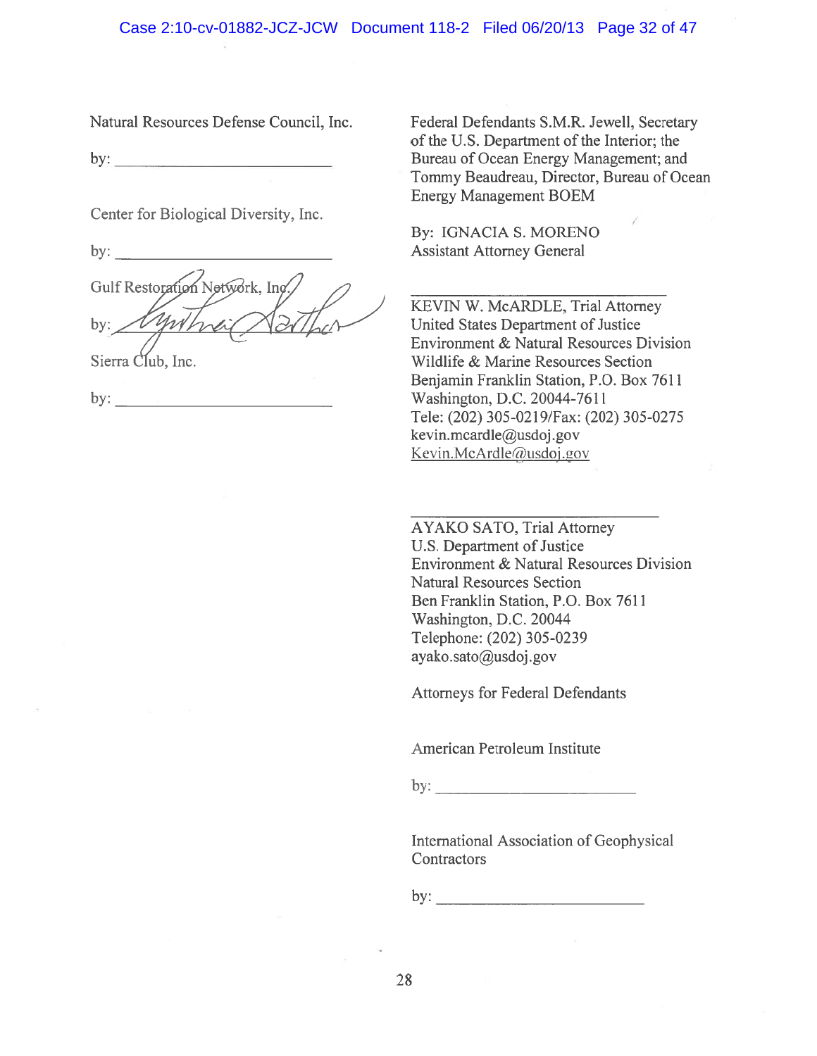Natural Resources Defense Council, Inc.

by: ___________________________

Center for Biological Diversity, Inc.

by: ___________________________

Gulf Restoration Network, Inc.

by: ___________________________

Sierra Club, Inc.

by: ___________________________

Federal Defendants S.M.R. Jewell, Secretary of the U.S. Department of the Interior; the Bureau of Ocean Energy Management; and Tommy Beaudreau, Director, Bureau of Ocean Energy Management BOEM

By: IGNACIA S. MORENO
Assistant Attorney General

___________________________

KEVIN W. McARDLE, Trial Attorney
United States Department of Justice
Environment & Natural Resources Division
Wildlife & Marine Resources Section
Benjamin Franklin Station, P.O. Box 7611
Washington, D.C. 20044-7611
Tele: (202) 305-0219/Fax: (202) 305-0275
kevin.mcardle@usdoj.gov
Kevin.McArdle@usdoj.gov

___________________________

AYAKO SATO, Trial Attorney
U.S. Department of Justice
Environment & Natural Resources Division
Natural Resources Section
Ben Franklin Station, P.O. Box 7611
Washington, D.C. 20044
Telephone: (202) 305-0239
ayako.sato@usdoj.gov

Attorneys for Federal Defendants

American Petroleum Institute

by: ___________________________

International Association of Geophysical Contractors

by: ___________________________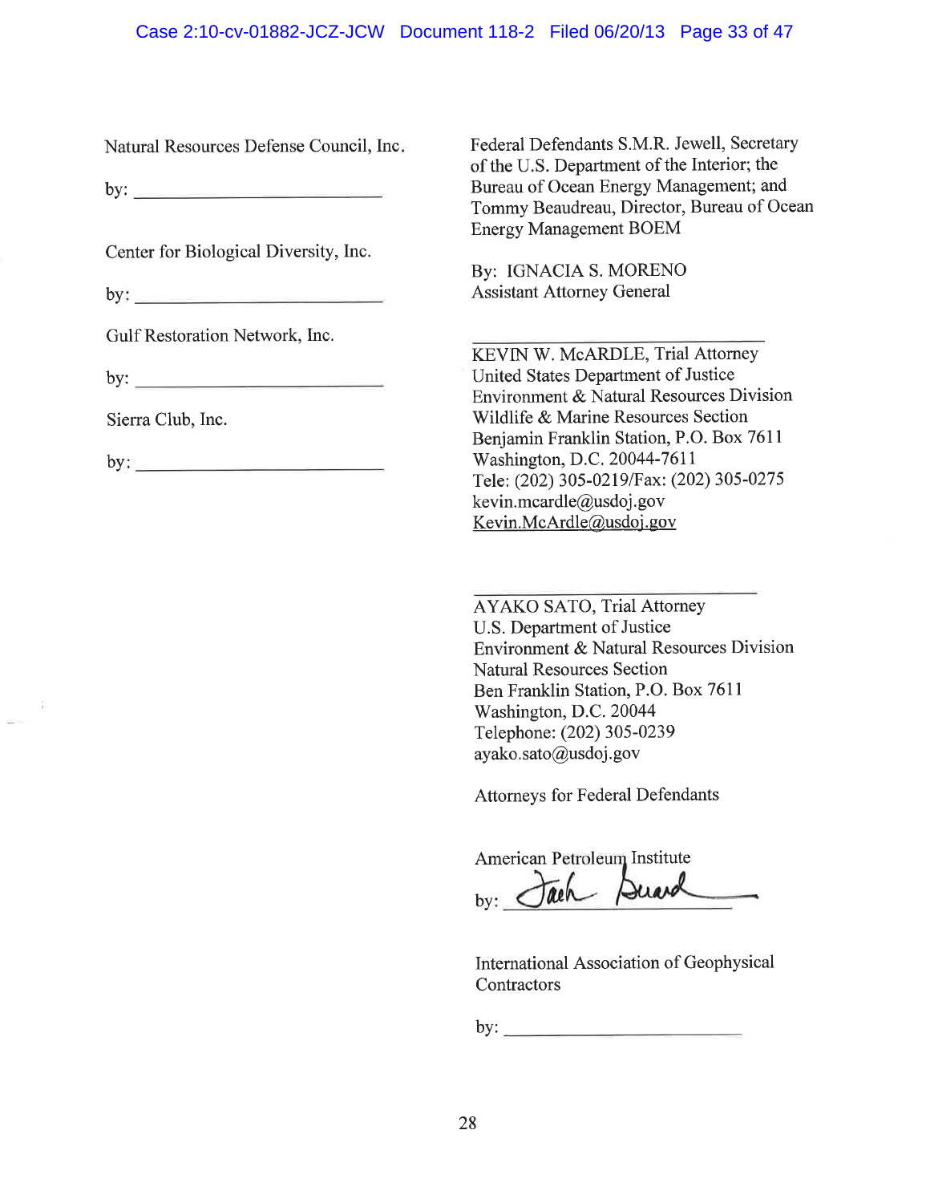Natural Resources Defense Council, Inc.

by: ___________________________

Center for Biological Diversity, Inc.

by: ___________________________

Gulf Restoration Network, Inc.

by: ___________________________

Sierra Club, Inc.

by: ___________________________

Federal Defendants S.M.R. Jewell, Secretary of the U.S. Department of the Interior; the Bureau of Ocean Energy Management; and Tommy Beaudreau, Director, Bureau of Ocean Energy Management BOEM

By: IGNACIA S. MORENO
Assistant Attorney General

___________________________
KEVIN W. McARDLE, Trial Attorney
United States Department of Justice
Environment & Natural Resources Division
Wildlife & Marine Resources Section
Benjamin Franklin Station, P.O. Box 7611
Washington, D.C. 20044-7611
Tele: (202) 305-0219/Fax: (202) 305-0275
kevin.mcardle@usdoj.gov
Kevin.McArdle@usdoj.gov

___________________________
AYAKO SATO, Trial Attorney
U.S. Department of Justice
Environment & Natural Resources Division
Natural Resources Section
Ben Franklin Station, P.O. Box 7611
Washington, D.C. 20044
Telephone: (202) 305-0239
ayako.sato@usdoj.gov

Attorneys for Federal Defendants

American Petroleum Institute

by: Jack Gerard

International Association of Geophysical Contractors

by: ___________________________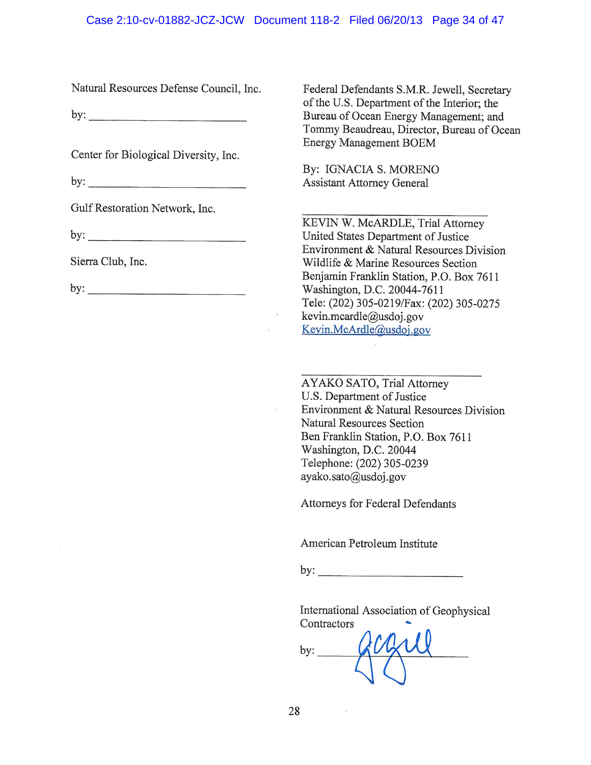Natural Resources Defense Council, Inc.

by: ___________________________

Center for Biological Diversity, Inc.

by: ___________________________

Gulf Restoration Network, Inc.

by: ___________________________

Sierra Club, Inc.

by: ___________________________

Federal Defendants S.M.R. Jewell, Secretary of the U.S. Department of the Interior; the Bureau of Ocean Energy Management; and Tommy Beaudreau, Director, Bureau of Ocean Energy Management BOEM

By: IGNACIA S. MORENO
Assistant Attorney General

___________________________
KEVIN W. McARDLE, Trial Attorney
United States Department of Justice
Environment & Natural Resources Division
Wildlife & Marine Resources Section
Benjamin Franklin Station, P.O. Box 7611
Washington, D.C. 20044-7611
Tele: (202) 305-0219/Fax: (202) 305-0275
kevin.mcardle@usdoj.gov
Kevin.McArdle@usdoj.gov

___________________________
AYAKO SATO, Trial Attorney
U.S. Department of Justice
Environment & Natural Resources Division
Natural Resources Section
Ben Franklin Station, P.O. Box 7611
Washington, D.C. 20044
Telephone: (202) 305-0239
ayako.sato@usdoj.gov

Attorneys for Federal Defendants

American Petroleum Institute

by: ___________________________

International Association of Geophysical Contractors

by: ___________________________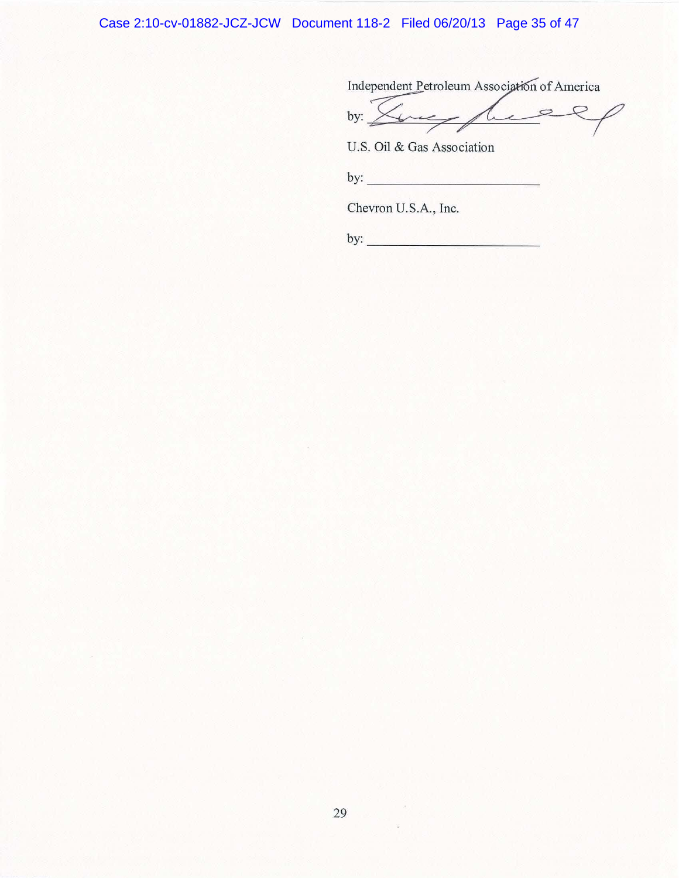Independent Petroleum Association of America

by: ________________________

U.S. Oil & Gas Association

by: ________________________

Chevron U.S.A., Inc.

by: ________________________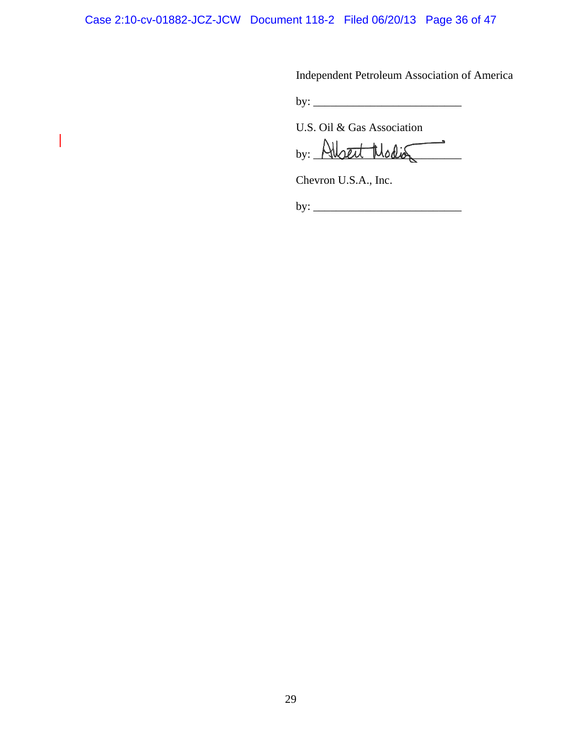Independent Petroleum Association of America

by: ___________________________

U.S. Oil & Gas Association

by: Albert Modiano

Chevron U.S.A., Inc.

by: ___________________________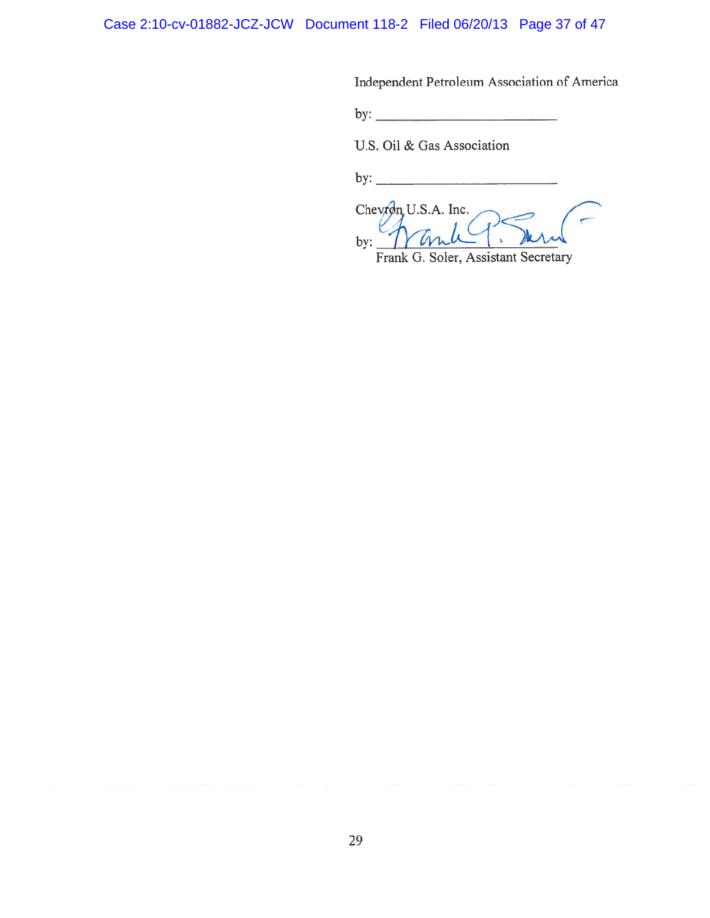Independent Petroleum Association of America

by: ___________________________

U.S. Oil & Gas Association

by: ___________________________

Chevron U.S.A. Inc.

by: ___________________________
Frank G. Soler, Assistant Secretary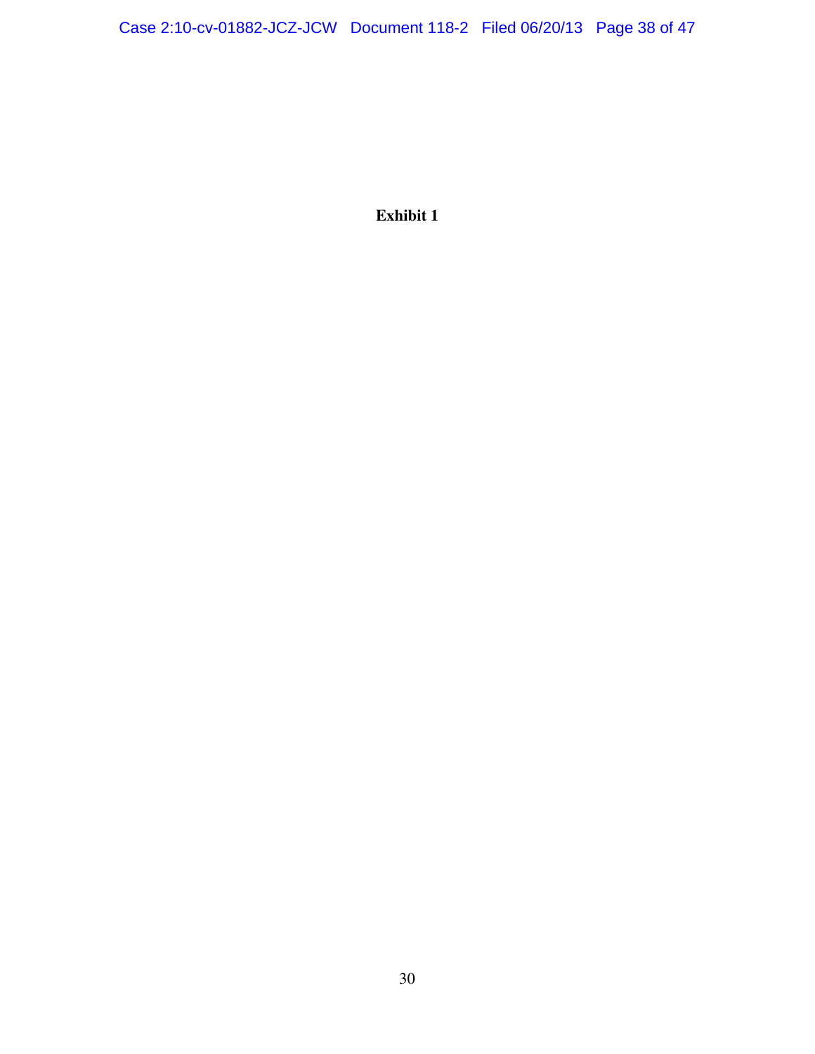**Exhibit 1**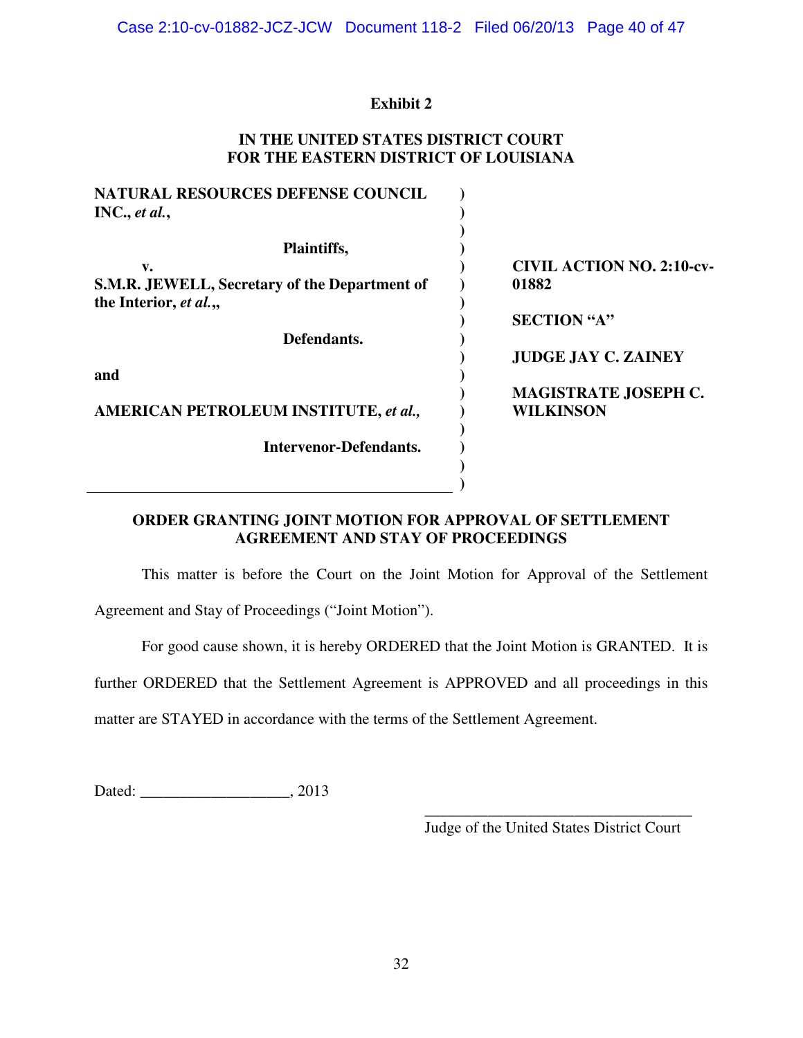**Exhibit 2**

**IN THE UNITED STATES DISTRICT COURT**
**FOR THE EASTERN DISTRICT OF LOUISIANA**

| | |
|---|---|
| **NATURAL RESOURCES DEFENSE COUNCIL INC., *et al.*,** | |
| **Plaintiffs,** | **CIVIL ACTION NO. 2:10-cv-01882** |
| **v.** | **SECTION "A"** |
| **S.M.R. JEWELL, Secretary of the Department of the Interior, *et al.*,,** | **JUDGE JAY C. ZAINEY** |
| **Defendants.** | **MAGISTRATE JOSEPH C. WILKINSON** |
| **and** | |
| **AMERICAN PETROLEUM INSTITUTE, *et al.,*** | |
| **Intervenor-Defendants.** | |

**ORDER GRANTING JOINT MOTION FOR APPROVAL OF SETTLEMENT AGREEMENT AND STAY OF PROCEEDINGS**

This matter is before the Court on the Joint Motion for Approval of the Settlement Agreement and Stay of Proceedings ("Joint Motion").

For good cause shown, it is hereby ORDERED that the Joint Motion is GRANTED. It is further ORDERED that the Settlement Agreement is APPROVED and all proceedings in this matter are STAYED in accordance with the terms of the Settlement Agreement.

Dated: ___________________, 2013

___________________________________
Judge of the United States District Court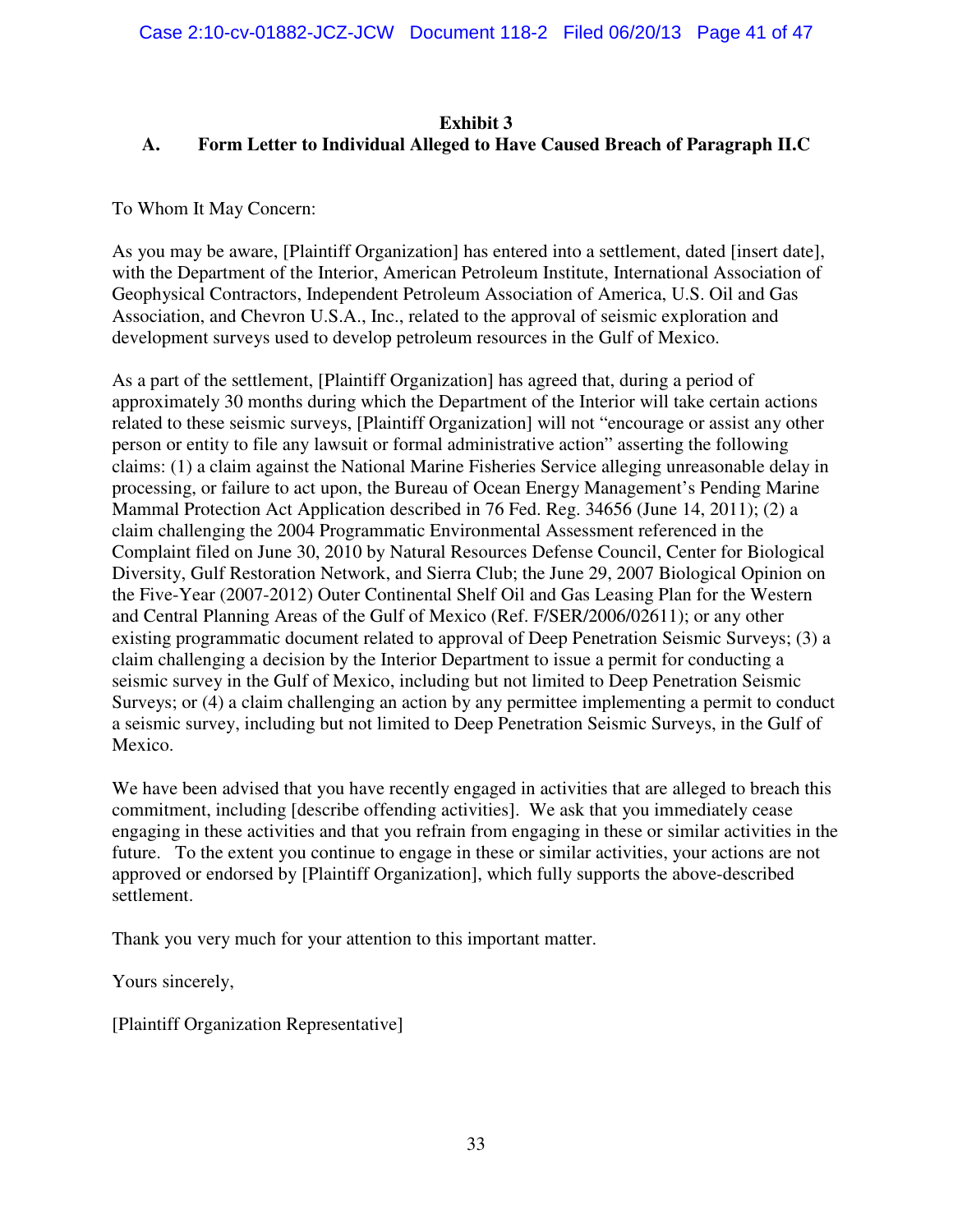**Exhibit 3**

**A. Form Letter to Individual Alleged to Have Caused Breach of Paragraph II.C**

To Whom It May Concern:

As you may be aware, [Plaintiff Organization] has entered into a settlement, dated [insert date], with the Department of the Interior, American Petroleum Institute, International Association of Geophysical Contractors, Independent Petroleum Association of America, U.S. Oil and Gas Association, and Chevron U.S.A., Inc., related to the approval of seismic exploration and development surveys used to develop petroleum resources in the Gulf of Mexico.

As a part of the settlement, [Plaintiff Organization] has agreed that, during a period of approximately 30 months during which the Department of the Interior will take certain actions related to these seismic surveys, [Plaintiff Organization] will not "encourage or assist any other person or entity to file any lawsuit or formal administrative action" asserting the following claims: (1) a claim against the National Marine Fisheries Service alleging unreasonable delay in processing, or failure to act upon, the Bureau of Ocean Energy Management's Pending Marine Mammal Protection Act Application described in 76 Fed. Reg. 34656 (June 14, 2011); (2) a claim challenging the 2004 Programmatic Environmental Assessment referenced in the Complaint filed on June 30, 2010 by Natural Resources Defense Council, Center for Biological Diversity, Gulf Restoration Network, and Sierra Club; the June 29, 2007 Biological Opinion on the Five-Year (2007-2012) Outer Continental Shelf Oil and Gas Leasing Plan for the Western and Central Planning Areas of the Gulf of Mexico (Ref. F/SER/2006/02611); or any other existing programmatic document related to approval of Deep Penetration Seismic Surveys; (3) a claim challenging a decision by the Interior Department to issue a permit for conducting a seismic survey in the Gulf of Mexico, including but not limited to Deep Penetration Seismic Surveys; or (4) a claim challenging an action by any permittee implementing a permit to conduct a seismic survey, including but not limited to Deep Penetration Seismic Surveys, in the Gulf of Mexico.

We have been advised that you have recently engaged in activities that are alleged to breach this commitment, including [describe offending activities]. We ask that you immediately cease engaging in these activities and that you refrain from engaging in these or similar activities in the future. To the extent you continue to engage in these or similar activities, your actions are not approved or endorsed by [Plaintiff Organization], which fully supports the above-described settlement.

Thank you very much for your attention to this important matter.

Yours sincerely,

[Plaintiff Organization Representative]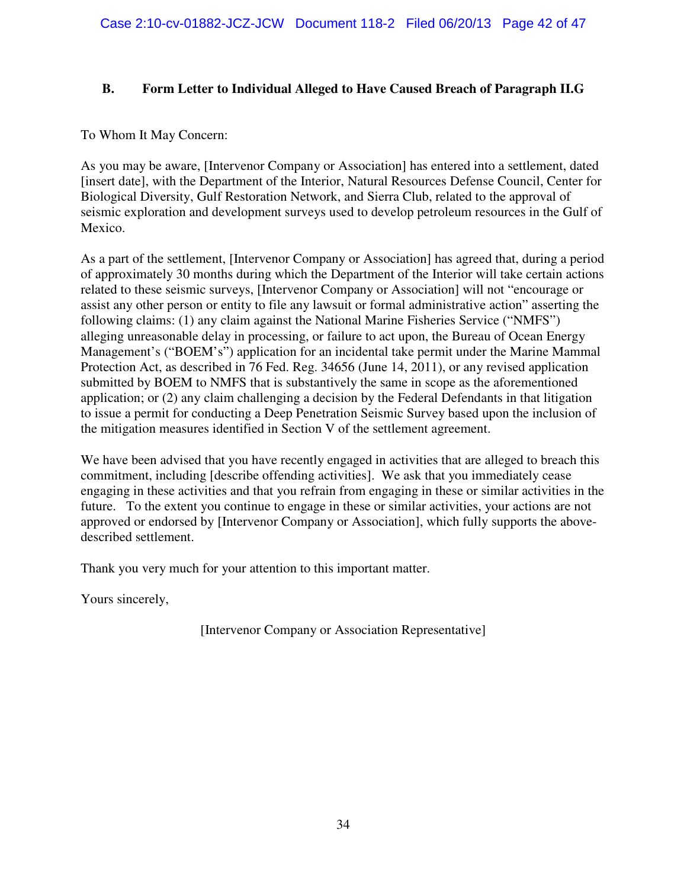## B. Form Letter to Individual Alleged to Have Caused Breach of Paragraph II.G

To Whom It May Concern:

As you may be aware, [Intervenor Company or Association] has entered into a settlement, dated [insert date], with the Department of the Interior, Natural Resources Defense Council, Center for Biological Diversity, Gulf Restoration Network, and Sierra Club, related to the approval of seismic exploration and development surveys used to develop petroleum resources in the Gulf of Mexico.

As a part of the settlement, [Intervenor Company or Association] has agreed that, during a period of approximately 30 months during which the Department of the Interior will take certain actions related to these seismic surveys, [Intervenor Company or Association] will not "encourage or assist any other person or entity to file any lawsuit or formal administrative action" asserting the following claims: (1) any claim against the National Marine Fisheries Service ("NMFS") alleging unreasonable delay in processing, or failure to act upon, the Bureau of Ocean Energy Management's ("BOEM's") application for an incidental take permit under the Marine Mammal Protection Act, as described in 76 Fed. Reg. 34656 (June 14, 2011), or any revised application submitted by BOEM to NMFS that is substantively the same in scope as the aforementioned application; or (2) any claim challenging a decision by the Federal Defendants in that litigation to issue a permit for conducting a Deep Penetration Seismic Survey based upon the inclusion of the mitigation measures identified in Section V of the settlement agreement.

We have been advised that you have recently engaged in activities that are alleged to breach this commitment, including [describe offending activities]. We ask that you immediately cease engaging in these activities and that you refrain from engaging in these or similar activities in the future. To the extent you continue to engage in these or similar activities, your actions are not approved or endorsed by [Intervenor Company or Association], which fully supports the above-described settlement.

Thank you very much for your attention to this important matter.

Yours sincerely,

[Intervenor Company or Association Representative]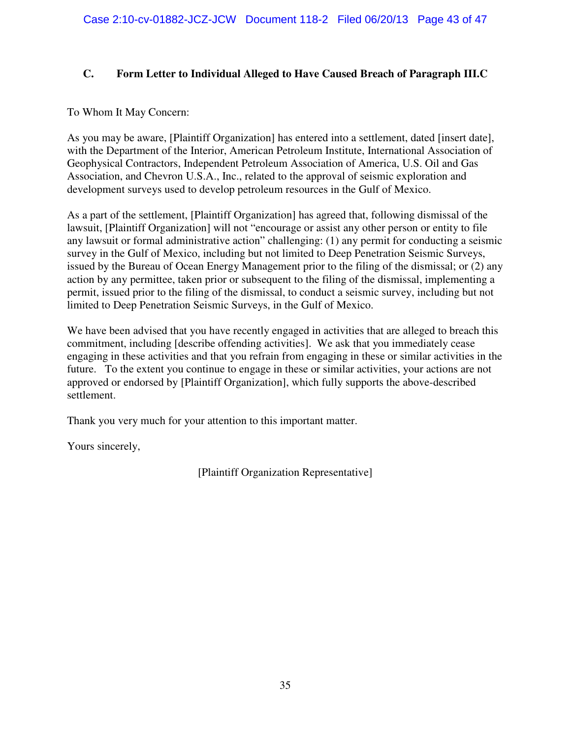### C. Form Letter to Individual Alleged to Have Caused Breach of Paragraph III.C

To Whom It May Concern:

As you may be aware, [Plaintiff Organization] has entered into a settlement, dated [insert date], with the Department of the Interior, American Petroleum Institute, International Association of Geophysical Contractors, Independent Petroleum Association of America, U.S. Oil and Gas Association, and Chevron U.S.A., Inc., related to the approval of seismic exploration and development surveys used to develop petroleum resources in the Gulf of Mexico.

As a part of the settlement, [Plaintiff Organization] has agreed that, following dismissal of the lawsuit, [Plaintiff Organization] will not "encourage or assist any other person or entity to file any lawsuit or formal administrative action" challenging: (1) any permit for conducting a seismic survey in the Gulf of Mexico, including but not limited to Deep Penetration Seismic Surveys, issued by the Bureau of Ocean Energy Management prior to the filing of the dismissal; or (2) any action by any permittee, taken prior or subsequent to the filing of the dismissal, implementing a permit, issued prior to the filing of the dismissal, to conduct a seismic survey, including but not limited to Deep Penetration Seismic Surveys, in the Gulf of Mexico.

We have been advised that you have recently engaged in activities that are alleged to breach this commitment, including [describe offending activities]. We ask that you immediately cease engaging in these activities and that you refrain from engaging in these or similar activities in the future. To the extent you continue to engage in these or similar activities, your actions are not approved or endorsed by [Plaintiff Organization], which fully supports the above-described settlement.

Thank you very much for your attention to this important matter.

Yours sincerely,

[Plaintiff Organization Representative]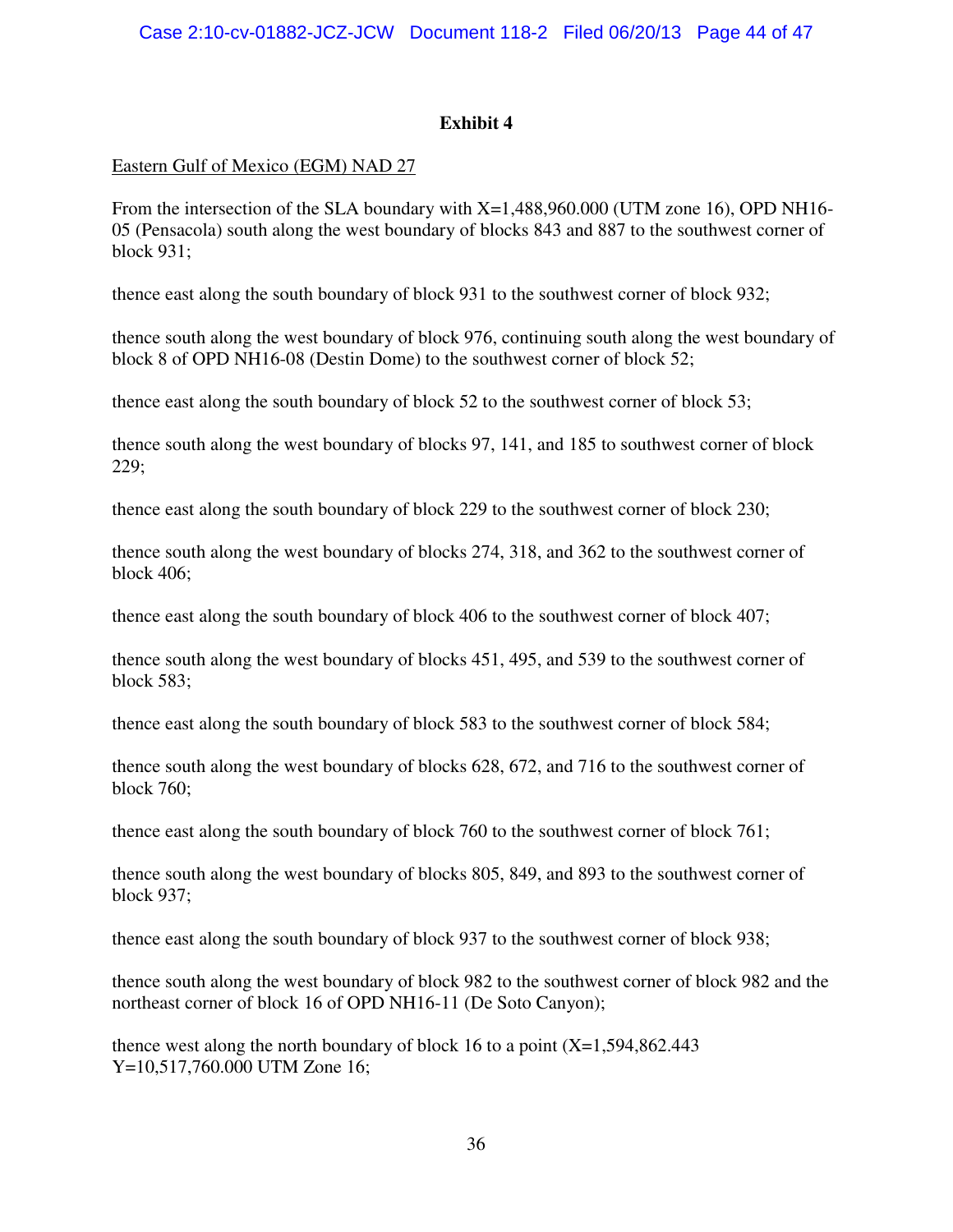## Exhibit 4

<u>Eastern Gulf of Mexico (EGM) NAD 27</u>

From the intersection of the SLA boundary with X=1,488,960.000 (UTM zone 16), OPD NH16-05 (Pensacola) south along the west boundary of blocks 843 and 887 to the southwest corner of block 931;

thence east along the south boundary of block 931 to the southwest corner of block 932;

thence south along the west boundary of block 976, continuing south along the west boundary of block 8 of OPD NH16-08 (Destin Dome) to the southwest corner of block 52;

thence east along the south boundary of block 52 to the southwest corner of block 53;

thence south along the west boundary of blocks 97, 141, and 185 to southwest corner of block 229;

thence east along the south boundary of block 229 to the southwest corner of block 230;

thence south along the west boundary of blocks 274, 318, and 362 to the southwest corner of block 406;

thence east along the south boundary of block 406 to the southwest corner of block 407;

thence south along the west boundary of blocks 451, 495, and 539 to the southwest corner of block 583;

thence east along the south boundary of block 583 to the southwest corner of block 584;

thence south along the west boundary of blocks 628, 672, and 716 to the southwest corner of block 760;

thence east along the south boundary of block 760 to the southwest corner of block 761;

thence south along the west boundary of blocks 805, 849, and 893 to the southwest corner of block 937;

thence east along the south boundary of block 937 to the southwest corner of block 938;

thence south along the west boundary of block 982 to the southwest corner of block 982 and the northeast corner of block 16 of OPD NH16-11 (De Soto Canyon);

thence west along the north boundary of block 16 to a point (X=1,594,862.443 Y=10,517,760.000 UTM Zone 16;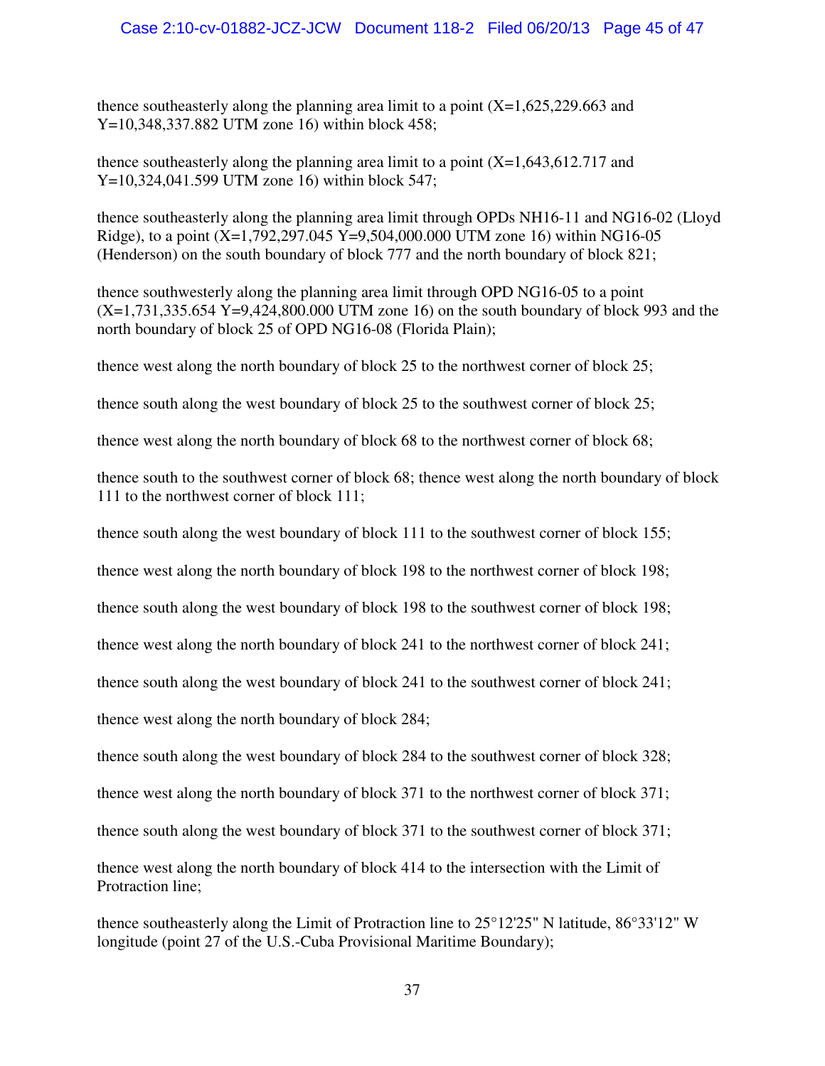thence southeasterly along the planning area limit to a point (X=1,625,229.663 and Y=10,348,337.882 UTM zone 16) within block 458;

thence southeasterly along the planning area limit to a point (X=1,643,612.717 and Y=10,324,041.599 UTM zone 16) within block 547;

thence southeasterly along the planning area limit through OPDs NH16-11 and NG16-02 (Lloyd Ridge), to a point (X=1,792,297.045 Y=9,504,000.000 UTM zone 16) within NG16-05 (Henderson) on the south boundary of block 777 and the north boundary of block 821;

thence southwesterly along the planning area limit through OPD NG16-05 to a point (X=1,731,335.654 Y=9,424,800.000 UTM zone 16) on the south boundary of block 993 and the north boundary of block 25 of OPD NG16-08 (Florida Plain);

thence west along the north boundary of block 25 to the northwest corner of block 25;

thence south along the west boundary of block 25 to the southwest corner of block 25;

thence west along the north boundary of block 68 to the northwest corner of block 68;

thence south to the southwest corner of block 68; thence west along the north boundary of block 111 to the northwest corner of block 111;

thence south along the west boundary of block 111 to the southwest corner of block 155;

thence west along the north boundary of block 198 to the northwest corner of block 198;

thence south along the west boundary of block 198 to the southwest corner of block 198;

thence west along the north boundary of block 241 to the northwest corner of block 241;

thence south along the west boundary of block 241 to the southwest corner of block 241;

thence west along the north boundary of block 284;

thence south along the west boundary of block 284 to the southwest corner of block 328;

thence west along the north boundary of block 371 to the northwest corner of block 371;

thence south along the west boundary of block 371 to the southwest corner of block 371;

thence west along the north boundary of block 414 to the intersection with the Limit of Protraction line;

thence southeasterly along the Limit of Protraction line to 25°12'25" N latitude, 86°33'12" W longitude (point 27 of the U.S.-Cuba Provisional Maritime Boundary);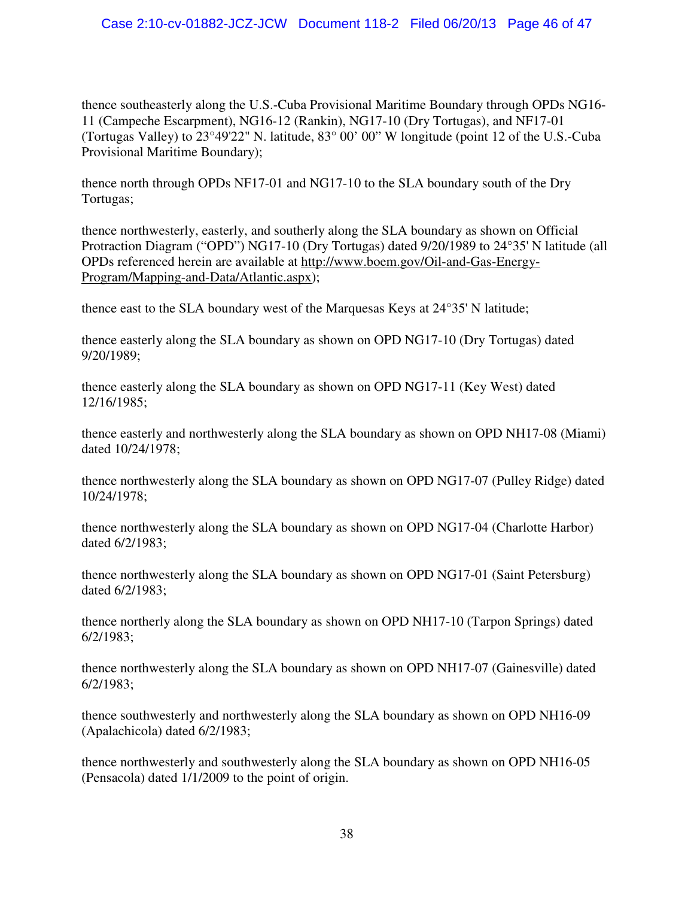thence southeasterly along the U.S.-Cuba Provisional Maritime Boundary through OPDs NG16-11 (Campeche Escarpment), NG16-12 (Rankin), NG17-10 (Dry Tortugas), and NF17-01 (Tortugas Valley) to 23°49'22" N. latitude, 83° 00' 00" W longitude (point 12 of the U.S.-Cuba Provisional Maritime Boundary);

thence north through OPDs NF17-01 and NG17-10 to the SLA boundary south of the Dry Tortugas;

thence northwesterly, easterly, and southerly along the SLA boundary as shown on Official Protraction Diagram ("OPD") NG17-10 (Dry Tortugas) dated 9/20/1989 to 24°35' N latitude (all OPDs referenced herein are available at http://www.boem.gov/Oil-and-Gas-Energy-Program/Mapping-and-Data/Atlantic.aspx);

thence east to the SLA boundary west of the Marquesas Keys at 24°35' N latitude;

thence easterly along the SLA boundary as shown on OPD NG17-10 (Dry Tortugas) dated 9/20/1989;

thence easterly along the SLA boundary as shown on OPD NG17-11 (Key West) dated 12/16/1985;

thence easterly and northwesterly along the SLA boundary as shown on OPD NH17-08 (Miami) dated 10/24/1978;

thence northwesterly along the SLA boundary as shown on OPD NG17-07 (Pulley Ridge) dated 10/24/1978;

thence northwesterly along the SLA boundary as shown on OPD NG17-04 (Charlotte Harbor) dated 6/2/1983;

thence northwesterly along the SLA boundary as shown on OPD NG17-01 (Saint Petersburg) dated 6/2/1983;

thence northerly along the SLA boundary as shown on OPD NH17-10 (Tarpon Springs) dated 6/2/1983;

thence northwesterly along the SLA boundary as shown on OPD NH17-07 (Gainesville) dated 6/2/1983;

thence southwesterly and northwesterly along the SLA boundary as shown on OPD NH16-09 (Apalachicola) dated 6/2/1983;

thence northwesterly and southwesterly along the SLA boundary as shown on OPD NH16-05 (Pensacola) dated 1/1/2009 to the point of origin.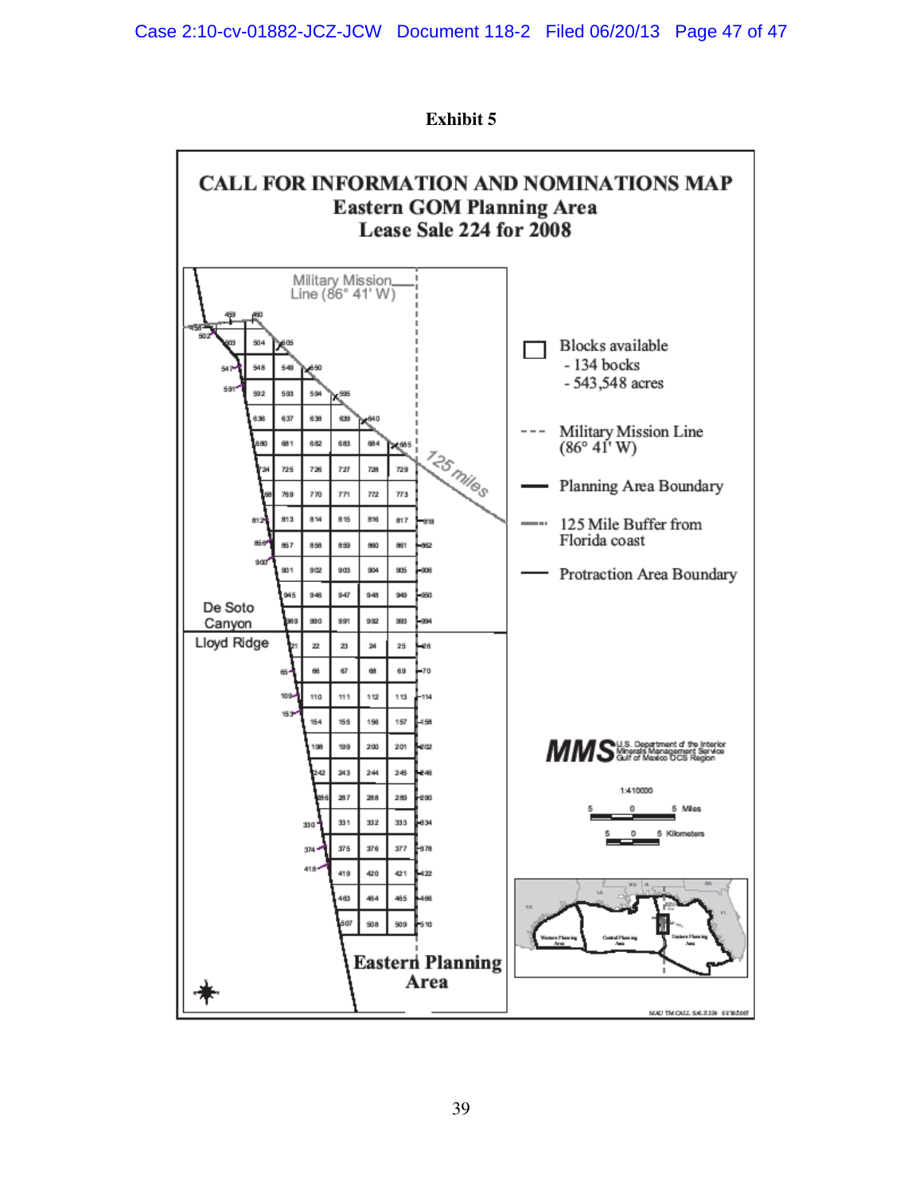**Exhibit 5**

**CALL FOR INFORMATION AND NOMINATIONS MAP**
**Eastern GOM Planning Area**
**Lease Sale 224 for 2008**

Military Mission Line (86° 41' W)

125 miles

De Soto Canyon

Lloyd Ridge

Eastern Planning Area

Blocks available
- 134 bocks
- 543,548 acres

Military Mission Line (86° 41' W)

Planning Area Boundary

125 Mile Buffer from Florida coast

Protraction Area Boundary

MMS U.S. Department of the Interior Minerals Management Service Gulf of Mexico OCS Region

1:410000

5 0 5 Miles

5 0 5 Kilometers